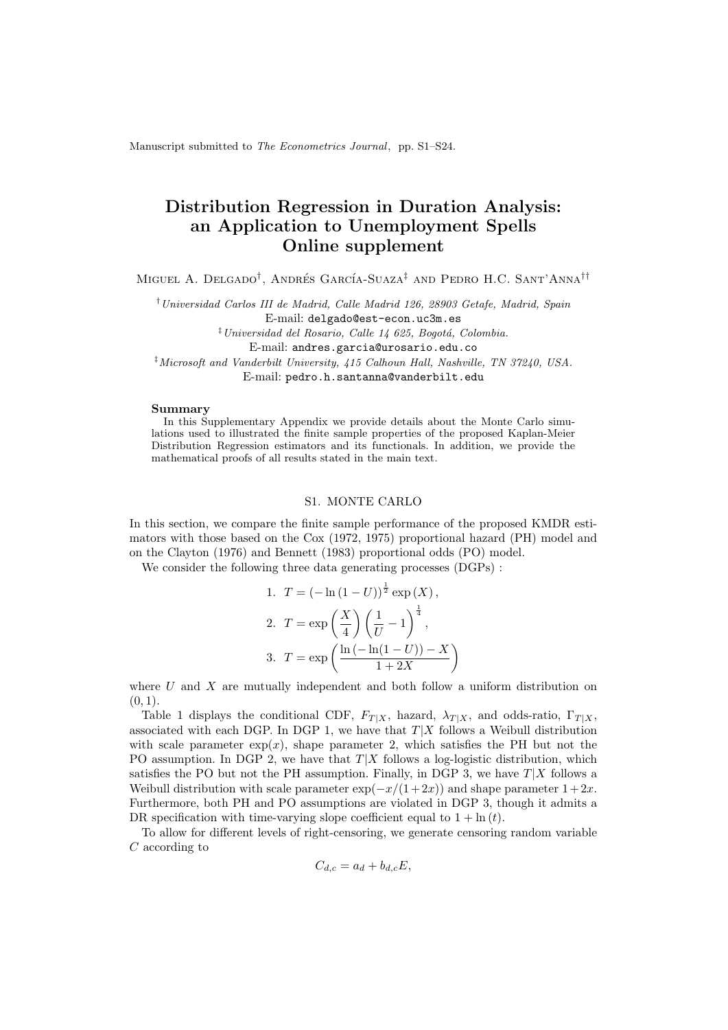Manuscript submitted to *The Econometrics Journal*, pp. S1–S24.

# Distribution Regression in Duration Analysis: an Application to Unemployment Spells Online supplement

Miguel A. Delgado[†], Andrés García-Suaza[‡] and Pedro H.C. Sant'Anna[††]

[†] *Universidad Carlos III de Madrid, Calle Madrid 126, 28903 Getafe, Madrid, Spain*
E-mail: delgado@est-econ.uc3m.es

[‡] *Universidad del Rosario, Calle 14 625, Bogotá, Colombia.*
E-mail: andres.garcia@urosario.edu.co

[‡] *Microsoft and Vanderbilt University, 415 Calhoun Hall, Nashville, TN 37240, USA.*
E-mail: pedro.h.santanna@vanderbilt.edu

**Summary**

In this Supplementary Appendix we provide details about the Monte Carlo simulations used to illustrated the finite sample properties of the proposed Kaplan-Meier Distribution Regression estimators and its functionals. In addition, we provide the mathematical proofs of all results stated in the main text.

## S1. MONTE CARLO

In this section, we compare the finite sample performance of the proposed KMDR estimators with those based on the Cox (1972, 1975) proportional hazard (PH) model and on the Clayton (1976) and Bennett (1983) proportional odds (PO) model.

We consider the following three data generating processes (DGPs) :

1. $T = \left(-\ln\left(1-U\right)\right)^{\frac{1}{2}} \exp\left(X\right),$
2. $T = \exp\left(\frac{X}{4}\right)\left(\frac{1}{U}-1\right)^{\frac{1}{4}},$
3. $T = \exp\left(\frac{\ln\left(-\ln(1-U)\right)-X}{1+2X}\right)$

where $U$ and $X$ are mutually independent and both follow a uniform distribution on $(0, 1)$.

Table 1 displays the conditional CDF, $F_{T|X}$, hazard, $\lambda_{T|X}$, and odds-ratio, $\Gamma_{T|X}$, associated with each DGP. In DGP 1, we have that $T|X$ follows a Weibull distribution with scale parameter $\exp(x)$, shape parameter 2, which satisfies the PH but not the PO assumption. In DGP 2, we have that $T|X$ follows a log-logistic distribution, which satisfies the PO but not the PH assumption. Finally, in DGP 3, we have $T|X$ follows a Weibull distribution with scale parameter $\exp(-x/(1+2x))$ and shape parameter $1+2x$. Furthermore, both PH and PO assumptions are violated in DGP 3, though it admits a DR specification with time-varying slope coefficient equal to $1+\ln(t)$.

To allow for different levels of right-censoring, we generate censoring random variable $C$ according to

$$C_{d,c} = a_d + b_{d,c}E,$$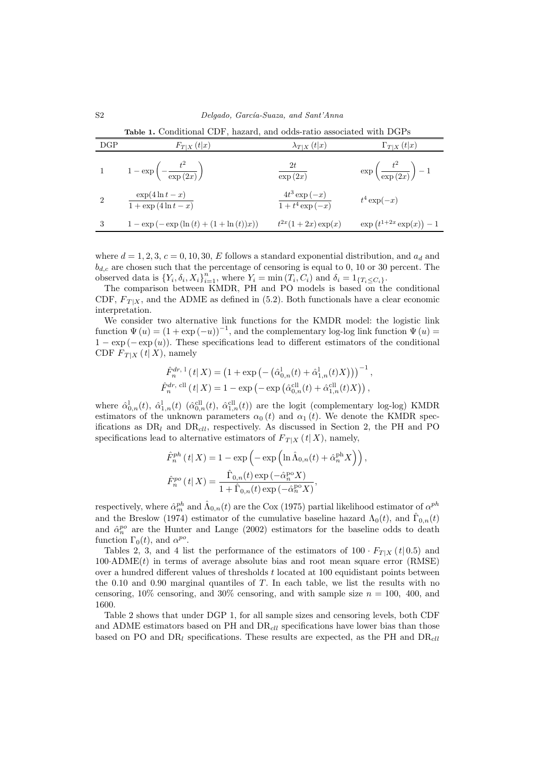**Table 1.** Conditional CDF, hazard, and odds-ratio associated with DGPs

| DGP | $F_{T\|X}(t\|x)$ | $\lambda_{T\|X}(t\|x)$ | $\Gamma_{T\|X}(t\|x)$ |
|---|---|---|---|
| 1 | $1-\exp\left(-\dfrac{t^2}{\exp(2x)}\right)$ | $\dfrac{2t}{\exp(2x)}$ | $\exp\left(\dfrac{t^2}{\exp(2x)}\right)-1$ |
| 2 | $\dfrac{\exp(4\ln t - x)}{1+\exp(4\ln t - x)}$ | $\dfrac{4t^3\exp(-x)}{1+t^4\exp(-x)}$ | $t^4\exp(-x)$ |
| 3 | $1-\exp\left(-\exp\left(\ln(t)+(1+\ln(t))x\right)\right)$ | $t^{2x}(1+2x)\exp(x)$ | $\exp\left(t^{1+2x}\exp(x)\right)-1$ |

where $d = 1, 2, 3$, $c = 0, 10, 30$, $E$ follows a standard exponential distribution, and $a_d$ and $b_{d,c}$ are chosen such that the percentage of censoring is equal to 0, 10 or 30 percent. The observed data is $\{Y_i, \delta_i, X_i\}_{i=1}^n$, where $Y_i = \min(T_i, C_i)$ and $\delta_i = 1_{\{T_i \le C_i\}}$.

The comparison between KMDR, PH and PO models is based on the conditional CDF, $F_{T|X}$, and the ADME as defined in (5.2). Both functionals have a clear economic interpretation.

We consider two alternative link functions for the KMDR model: the logistic link function $\Psi(u) = (1+\exp(-u))^{-1}$, and the complementary log-log link function $\Psi(u) = 1-\exp(-\exp(u))$. These specifications lead to different estimators of the conditional CDF $F_{T|X}(t|X)$, namely

$$\hat{F}_n^{dr,\,\mathrm{l}}(t|X) = \left(1+\exp\left(-\left(\hat{\alpha}_{0,n}^{\mathrm{l}}(t)+\hat{\alpha}_{1,n}^{\mathrm{l}}(t)X\right)\right)\right)^{-1},$$
$$\hat{F}_n^{dr,\,\mathrm{cll}}(t|X) = 1-\exp\left(-\exp\left(\hat{\alpha}_{0,n}^{\mathrm{cll}}(t)+\hat{\alpha}_{1,n}^{\mathrm{cll}}(t)X\right)\right),$$

where $\hat{\alpha}_{0,n}^{\mathrm{l}}(t)$, $\hat{\alpha}_{1,n}^{\mathrm{l}}(t)$ ($\hat{\alpha}_{0,n}^{\mathrm{cll}}(t)$, $\hat{\alpha}_{1,n}^{\mathrm{cll}}(t)$) are the logit (complementary log-log) KMDR estimators of the unknown parameters $\alpha_0(t)$ and $\alpha_1(t)$. We denote the KMDR specifications as $\mathrm{DR}_l$ and $\mathrm{DR}_{cll}$, respectively. As discussed in Section 2, the PH and PO specifications lead to alternative estimators of $F_{T|X}(t|X)$, namely,

$$\hat{F}_n^{ph}(t|X) = 1-\exp\left(-\exp\left(\ln\hat{\Lambda}_{0,n}(t)+\hat{\alpha}_n^{\mathrm{ph}}X\right)\right),$$
$$\hat{F}_n^{po}(t|X) = \frac{\hat{\Gamma}_{0,n}(t)\exp(-\hat{\alpha}_n^{\mathrm{po}}X)}{1+\hat{\Gamma}_{0,n}(t)\exp(-\hat{\alpha}_n^{\mathrm{po}}X)},$$

respectively, where $\hat{\alpha}_m^{ph}$ and $\hat{\Lambda}_{0,n}(t)$ are the Cox (1975) partial likelihood estimator of $\alpha^{ph}$ and the Breslow (1974) estimator of the cumulative baseline hazard $\Lambda_0(t)$, and $\hat{\Gamma}_{0,n}(t)$ and $\hat{\alpha}_n^{po}$ are the Hunter and Lange (2002) estimators for the baseline odds to death function $\Gamma_0(t)$, and $\alpha^{po}$.

Tables 2, 3, and 4 list the performance of the estimators of $100 \cdot F_{T|X}(t|0.5)$ and $100{\cdot}\mathrm{ADME}(t)$ in terms of average absolute bias and root mean square error (RMSE) over a hundred different values of thresholds $t$ located at 100 equidistant points between the 0.10 and 0.90 marginal quantiles of $T$. In each table, we list the results with no censoring, 10% censoring, and 30% censoring, and with sample size $n = 100$, 400, and 1600.

Table 2 shows that under DGP 1, for all sample sizes and censoring levels, both CDF and ADME estimators based on PH and $\mathrm{DR}_{cll}$ specifications have lower bias than those based on PO and $\mathrm{DR}_l$ specifications. These results are expected, as the PH and $\mathrm{DR}_{cll}$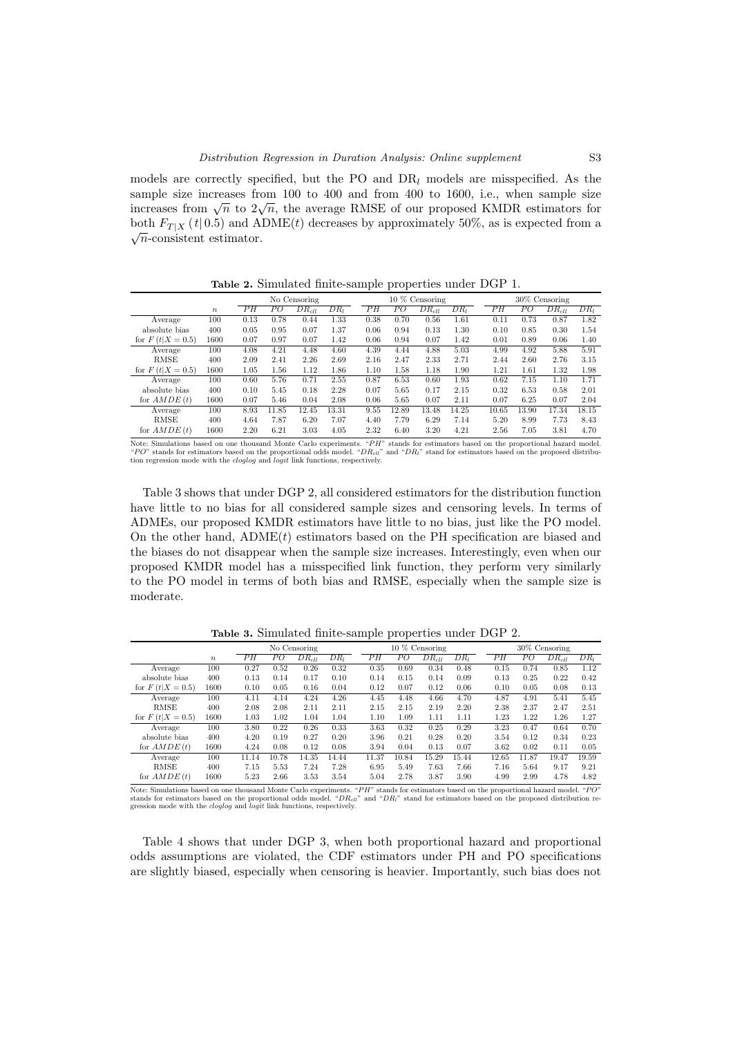models are correctly specified, but the PO and $DR_l$ models are misspecified. As the sample size increases from 100 to 400 and from 400 to 1600, i.e., when sample size increases from $\sqrt{n}$ to $2\sqrt{n}$, the average RMSE of our proposed KMDR estimators for both $F_{T|X}(t|0.5)$ and ADME($t$) decreases by approximately 50%, as is expected from a $\sqrt{n}$-consistent estimator.

**Table 2.** Simulated finite-sample properties under DGP 1.

| | | No Censoring | | | | 10 % Censoring | | | | 30% Censoring | | | |
|---|---|---|---|---|---|---|---|---|---|---|---|---|---|
| | $n$ | $PH$ | $PO$ | $DR_{cll}$ | $DR_l$ | $PH$ | $PO$ | $DR_{cll}$ | $DR_l$ | $PH$ | $PO$ | $DR_{cll}$ | $DR_l$ |
| Average | 100 | 0.13 | 0.78 | 0.44 | 1.33 | 0.38 | 0.70 | 0.56 | 1.61 | 0.11 | 0.73 | 0.87 | 1.82 |
| absolute bias | 400 | 0.05 | 0.95 | 0.07 | 1.37 | 0.06 | 0.94 | 0.13 | 1.30 | 0.10 | 0.85 | 0.30 | 1.54 |
| for $F(t\|X=0.5)$ | 1600 | 0.07 | 0.97 | 0.07 | 1.42 | 0.06 | 0.94 | 0.07 | 1.42 | 0.01 | 0.89 | 0.06 | 1.40 |
| Average | 100 | 4.08 | 4.21 | 4.48 | 4.60 | 4.39 | 4.44 | 4.88 | 5.03 | 4.99 | 4.92 | 5.88 | 5.91 |
| RMSE | 400 | 2.09 | 2.41 | 2.26 | 2.69 | 2.16 | 2.47 | 2.33 | 2.71 | 2.44 | 2.60 | 2.76 | 3.15 |
| for $F(t\|X=0.5)$ | 1600 | 1.05 | 1.56 | 1.12 | 1.86 | 1.10 | 1.58 | 1.18 | 1.90 | 1.21 | 1.61 | 1.32 | 1.98 |
| Average | 100 | 0.60 | 5.76 | 0.71 | 2.55 | 0.87 | 6.53 | 0.60 | 1.93 | 0.62 | 7.15 | 1.10 | 1.71 |
| absolute bias | 400 | 0.10 | 5.45 | 0.18 | 2.28 | 0.07 | 5.65 | 0.17 | 2.15 | 0.32 | 6.53 | 0.58 | 2.01 |
| for $AMDE(t)$ | 1600 | 0.07 | 5.46 | 0.04 | 2.08 | 0.06 | 5.65 | 0.07 | 2.11 | 0.07 | 6.25 | 0.07 | 2.04 |
| Average | 100 | 8.93 | 11.85 | 12.45 | 13.31 | 9.55 | 12.89 | 13.48 | 14.25 | 10.65 | 13.90 | 17.34 | 18.15 |
| RMSE | 400 | 4.64 | 7.87 | 6.20 | 7.07 | 4.40 | 7.79 | 6.29 | 7.14 | 5.20 | 8.99 | 7.73 | 8.43 |
| for $AMDE(t)$ | 1600 | 2.20 | 6.21 | 3.03 | 4.05 | 2.32 | 6.40 | 3.20 | 4.21 | 2.56 | 7.05 | 3.81 | 4.70 |

Note: Simulations based on one thousand Monte Carlo experiments. "$PH$" stands for estimators based on the proportional hazard model. "$PO$" stands for estimators based on the proportional odds model. "$DR_{cll}$" and "$DR_l$" stand for estimators based on the proposed distribution regression mode with the *cloglog* and *logit* link functions, respectively.

Table 3 shows that under DGP 2, all considered estimators for the distribution function have little to no bias for all considered sample sizes and censoring levels. In terms of ADMEs, our proposed KMDR estimators have little to no bias, just like the PO model. On the other hand, ADME($t$) estimators based on the PH specification are biased and the biases do not disappear when the sample size increases. Interestingly, even when our proposed KMDR model has a misspecified link function, they perform very similarly to the PO model in terms of both bias and RMSE, especially when the sample size is moderate.

**Table 3.** Simulated finite-sample properties under DGP 2.

| | | No Censoring | | | | 10 % Censoring | | | | 30% Censoring | | | |
|---|---|---|---|---|---|---|---|---|---|---|---|---|---|
| | $n$ | $PH$ | $PO$ | $DR_{cll}$ | $DR_l$ | $PH$ | $PO$ | $DR_{cll}$ | $DR_l$ | $PH$ | $PO$ | $DR_{cll}$ | $DR_l$ |
| Average | 100 | 0.27 | 0.52 | 0.26 | 0.32 | 0.35 | 0.69 | 0.34 | 0.48 | 0.15 | 0.74 | 0.85 | 1.12 |
| absolute bias | 400 | 0.13 | 0.14 | 0.17 | 0.10 | 0.14 | 0.15 | 0.14 | 0.09 | 0.13 | 0.25 | 0.22 | 0.42 |
| for $F(t\|X=0.5)$ | 1600 | 0.10 | 0.05 | 0.16 | 0.04 | 0.12 | 0.07 | 0.12 | 0.06 | 0.10 | 0.05 | 0.08 | 0.13 |
| Average | 100 | 4.11 | 4.14 | 4.24 | 4.26 | 4.45 | 4.48 | 4.66 | 4.70 | 4.87 | 4.91 | 5.41 | 5.45 |
| RMSE | 400 | 2.08 | 2.08 | 2.11 | 2.11 | 2.15 | 2.15 | 2.19 | 2.20 | 2.38 | 2.37 | 2.47 | 2.51 |
| for $F(t\|X=0.5)$ | 1600 | 1.03 | 1.02 | 1.04 | 1.04 | 1.10 | 1.09 | 1.11 | 1.11 | 1.23 | 1.22 | 1.26 | 1.27 |
| Average | 100 | 3.80 | 0.22 | 0.26 | 0.33 | 3.63 | 0.32 | 0.25 | 0.29 | 3.23 | 0.47 | 0.64 | 0.70 |
| absolute bias | 400 | 4.20 | 0.19 | 0.27 | 0.20 | 3.96 | 0.21 | 0.28 | 0.20 | 3.54 | 0.12 | 0.34 | 0.23 |
| for $AMDE(t)$ | 1600 | 4.24 | 0.08 | 0.12 | 0.08 | 3.94 | 0.04 | 0.13 | 0.07 | 3.62 | 0.02 | 0.11 | 0.05 |
| Average | 100 | 11.14 | 10.78 | 14.35 | 14.44 | 11.37 | 10.84 | 15.29 | 15.44 | 12.65 | 11.87 | 19.47 | 19.59 |
| RMSE | 400 | 7.15 | 5.53 | 7.24 | 7.28 | 6.95 | 5.49 | 7.63 | 7.66 | 7.16 | 5.64 | 9.17 | 9.21 |
| for $AMDE(t)$ | 1600 | 5.23 | 2.66 | 3.53 | 3.54 | 5.04 | 2.78 | 3.87 | 3.90 | 4.99 | 2.99 | 4.78 | 4.82 |

Note: Simulations based on one thousand Monte Carlo experiments. "$PH$" stands for estimators based on the proportional hazard model. "$PO$" stands for estimators based on the proportional odds model. "$DR_{cll}$" and "$DR_l$" stand for estimators based on the proposed distribution regression mode with the *cloglog* and *logit* link functions, respectively.

Table 4 shows that under DGP 3, when both proportional hazard and proportional odds assumptions are violated, the CDF estimators under PH and PO specifications are slightly biased, especially when censoring is heavier. Importantly, such bias does not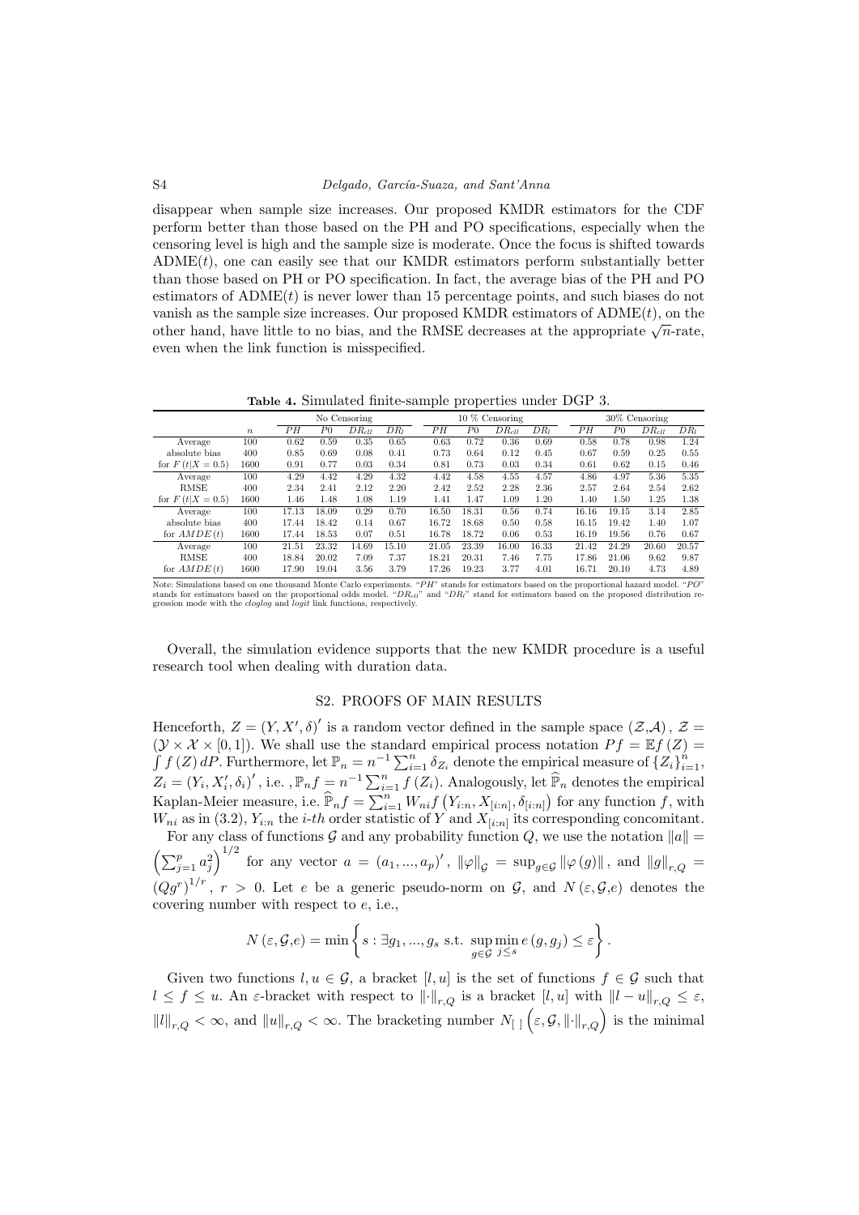disappear when sample size increases. Our proposed KMDR estimators for the CDF perform better than those based on the PH and PO specifications, especially when the censoring level is high and the sample size is moderate. Once the focus is shifted towards ADME$(t)$, one can easily see that our KMDR estimators perform substantially better than those based on PH or PO specification. In fact, the average bias of the PH and PO estimators of ADME$(t)$ is never lower than 15 percentage points, and such biases do not vanish as the sample size increases. Our proposed KMDR estimators of ADME$(t)$, on the other hand, have little to no bias, and the RMSE decreases at the appropriate $\sqrt{n}$-rate, even when the link function is misspecified.

**Table 4.** Simulated finite-sample properties under DGP 3.

| | | No Censoring | | | | 10 % Censoring | | | | 30% Censoring | | | |
|---|---|---|---|---|---|---|---|---|---|---|---|---|---|
| | $n$ | $PH$ | $P0$ | $DR_{cll}$ | $DR_l$ | $PH$ | $P0$ | $DR_{cll}$ | $DR_l$ | $PH$ | $P0$ | $DR_{cll}$ | $DR_l$ |
| Average | 100 | 0.62 | 0.59 | 0.35 | 0.65 | 0.63 | 0.72 | 0.36 | 0.69 | 0.58 | 0.78 | 0.98 | 1.24 |
| absolute bias | 400 | 0.85 | 0.69 | 0.08 | 0.41 | 0.73 | 0.64 | 0.12 | 0.45 | 0.67 | 0.59 | 0.25 | 0.55 |
| for $F(t\|X=0.5)$ | 1600 | 0.91 | 0.77 | 0.03 | 0.34 | 0.81 | 0.73 | 0.03 | 0.34 | 0.61 | 0.62 | 0.15 | 0.46 |
| Average | 100 | 4.29 | 4.42 | 4.29 | 4.32 | 4.42 | 4.58 | 4.55 | 4.57 | 4.86 | 4.97 | 5.36 | 5.35 |
| RMSE | 400 | 2.34 | 2.41 | 2.12 | 2.20 | 2.42 | 2.52 | 2.28 | 2.36 | 2.57 | 2.64 | 2.54 | 2.62 |
| for $F(t\|X=0.5)$ | 1600 | 1.46 | 1.48 | 1.08 | 1.19 | 1.41 | 1.47 | 1.09 | 1.20 | 1.40 | 1.50 | 1.25 | 1.38 |
| Average | 100 | 17.13 | 18.09 | 0.29 | 0.70 | 16.50 | 18.31 | 0.56 | 0.74 | 16.16 | 19.15 | 3.14 | 2.85 |
| absolute bias | 400 | 17.44 | 18.42 | 0.14 | 0.67 | 16.72 | 18.68 | 0.50 | 0.58 | 16.15 | 19.42 | 1.40 | 1.07 |
| for $AMDE(t)$ | 1600 | 17.44 | 18.53 | 0.07 | 0.51 | 16.78 | 18.72 | 0.06 | 0.53 | 16.19 | 19.56 | 0.76 | 0.67 |
| Average | 100 | 21.51 | 23.32 | 14.69 | 15.10 | 21.05 | 23.39 | 16.00 | 16.33 | 21.42 | 24.29 | 20.60 | 20.57 |
| RMSE | 400 | 18.84 | 20.02 | 7.09 | 7.37 | 18.21 | 20.31 | 7.46 | 7.75 | 17.86 | 21.06 | 9.62 | 9.87 |
| for $AMDE(t)$ | 1600 | 17.90 | 19.04 | 3.56 | 3.79 | 17.26 | 19.23 | 3.77 | 4.01 | 16.71 | 20.10 | 4.73 | 4.89 |

Note: Simulations based on one thousand Monte Carlo experiments. "$PH$" stands for estimators based on the proportional hazard model. "$PO$" stands for estimators based on the proportional odds model. "$DR_{cll}$" and "$DR_l$" stand for estimators based on the proposed distribution regression mode with the *cloglog* and *logit* link functions, respectively.

Overall, the simulation evidence supports that the new KMDR procedure is a useful research tool when dealing with duration data.

## S2. PROOFS OF MAIN RESULTS

Henceforth, $Z=(Y,X',\delta)'$ is a random vector defined in the sample space $(\mathcal{Z},\mathcal{A})$, $\mathcal{Z}=(\mathcal{Y}\times\mathcal{X}\times[0,1])$. We shall use the standard empirical process notation $Pf=\mathbb{E}f(Z)=\int f(Z)\,dP$. Furthermore, let $\mathbb{P}_n=n^{-1}\sum_{i=1}^{n}\delta_{Z_i}$ denote the empirical measure of $\{Z_i\}_{i=1}^{n}$, $Z_i=(Y_i,X_i',\delta_i)'$, i.e. , $\mathbb{P}_nf=n^{-1}\sum_{i=1}^{n}f(Z_i)$. Analogously, let $\widehat{\mathbb{P}}_n$ denotes the empirical Kaplan-Meier measure, i.e. $\widehat{\mathbb{P}}_nf=\sum_{i=1}^{n}W_{ni}f\left(Y_{i:n},X_{[i:n]},\delta_{[i:n]}\right)$ for any function $f$, with $W_{ni}$ as in (3.2), $Y_{i:n}$ the $i$-$th$ order statistic of $Y$ and $X_{[i:n]}$ its corresponding concomitant.

For any class of functions $\mathcal{G}$ and any probability function $Q$, we use the notation $\|a\|=\left(\sum_{j=1}^{p}a_j^2\right)^{1/2}$ for any vector $a=(a_1,...,a_p)'$, $\|\varphi\|_{\mathcal{G}}=\sup_{g\in\mathcal{G}}\|\varphi(g)\|$, and $\|g\|_{r,Q}=(Qg^r)^{1/r}$, $r>0$. Let $e$ be a generic pseudo-norm on $\mathcal{G}$, and $N(\varepsilon,\mathcal{G},e)$ denotes the covering number with respect to $e$, i.e.,

$$N(\varepsilon,\mathcal{G},e)=\min\left\{s:\exists g_1,...,g_s \text{ s.t. } \sup_{g\in\mathcal{G}}\min_{j\leq s}e(g,g_j)\leq\varepsilon\right\}.$$

Given two functions $l,u\in\mathcal{G}$, a bracket $[l,u]$ is the set of functions $f\in\mathcal{G}$ such that $l\leq f\leq u$. An $\varepsilon$-bracket with respect to $\|\cdot\|_{r,Q}$ is a bracket $[l,u]$ with $\|l-u\|_{r,Q}\leq\varepsilon$, $\|l\|_{r,Q}<\infty$, and $\|u\|_{r,Q}<\infty$. The bracketing number $N_{[\,]}\left(\varepsilon,\mathcal{G},\|\cdot\|_{r,Q}\right)$ is the minimal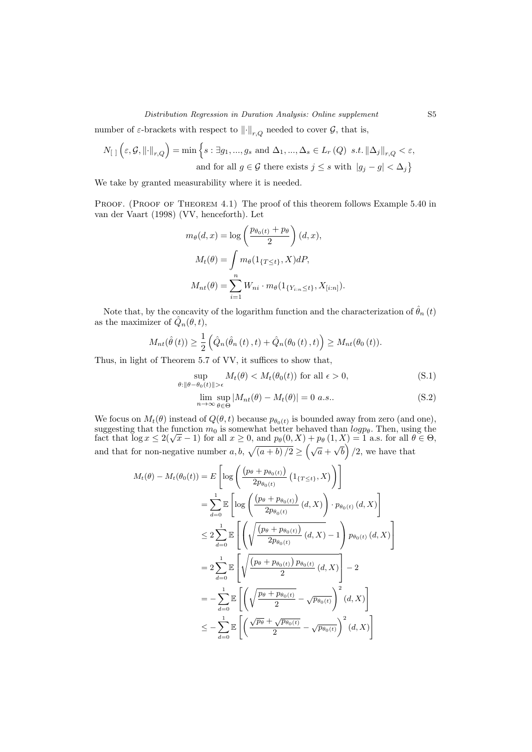number of $\varepsilon$-brackets with respect to $\|\cdot\|_{r,Q}$ needed to cover $\mathcal{G}$, that is,

$$
N_{[\,]}\left(\varepsilon, \mathcal{G}, \|\cdot\|_{r,Q}\right) = \min\Big\{s : \exists g_1, ..., g_s \text{ and } \Delta_1, ..., \Delta_s \in L_r(Q) \;\; s.t. \|\Delta_j\|_{r,Q} < \varepsilon, \\
\text{and for all } g \in \mathcal{G} \text{ there exists } j \leq s \text{ with } |g_j - g| < \Delta_j\Big\}
$$

We take by granted measurability where it is needed.

Proof. (Proof of Theorem 4.1) The proof of this theorem follows Example 5.40 in van der Vaart (1998) (VV, henceforth). Let

$$
m_\theta(d, x) = \log\left(\frac{p_{\theta_0(t)} + p_\theta}{2}\right)(d, x),
$$

$$
M_t(\theta) = \int m_\theta(1_{\{T \leq t\}}, X) dP,
$$

$$
M_{nt}(\theta) = \sum_{i=1}^{n} W_{ni} \cdot m_\theta(1_{\{Y_{i:n} \leq t\}}, X_{[i:n]}).
$$

Note that, by the concavity of the logarithm function and the characterization of $\hat{\theta}_n(t)$ as the maximizer of $\hat{Q}_n(\theta, t)$,

$$
M_{nt}(\hat{\theta}(t)) \geq \frac{1}{2}\left(\hat{Q}_n(\hat{\theta}_n(t), t) + \hat{Q}_n(\theta_0(t), t)\right) \geq M_{nt}(\theta_0(t)).
$$

Thus, in light of Theorem 5.7 of VV, it suffices to show that,

$$
\sup_{\theta : \|\theta - \theta_0(t)\| > \epsilon} M_t(\theta) < M_t(\theta_0(t)) \text{ for all } \epsilon > 0, \tag{S.1}
$$

$$
\lim_{n \to \infty} \sup_{\theta \in \Theta} |M_{nt}(\theta) - M_t(\theta)| = 0 \;\; a.s.. \tag{S.2}
$$

We focus on $M_t(\theta)$ instead of $Q(\theta, t)$ because $p_{\theta_0(t)}$ is bounded away from zero (and one), suggesting that the function $m_0$ is somewhat better behaved than $log p_\theta$. Then, using the fact that $\log x \leq 2(\sqrt{x} - 1)$ for all $x \geq 0$, and $p_\theta(0, X) + p_\theta(1, X) = 1$ a.s. for all $\theta \in \Theta$, and that for non-negative number $a, b$, $\sqrt{(a+b)/2} \geq \left(\sqrt{a} + \sqrt{b}\right)/2$, we have that

$$
\begin{aligned}
M_t(\theta) - M_t(\theta_0(t)) &= E\left[\log\left(\frac{\left(p_\theta + p_{\theta_0(t)}\right)}{2 p_{\theta_0(t)}}\left(1_{\{T \leq t\}}, X\right)\right)\right] \\
&= \sum_{d=0}^{1} \mathbb{E}\left[\log\left(\frac{\left(p_\theta + p_{\theta_0(t)}\right)}{2 p_{\theta_0(t)}}(d, X)\right) \cdot p_{\theta_0(t)}(d, X)\right] \\
&\leq 2 \sum_{d=0}^{1} \mathbb{E}\left[\left(\sqrt{\frac{\left(p_\theta + p_{\theta_0(t)}\right)}{2 p_{\theta_0(t)}}(d, X)} - 1\right) p_{\theta_0(t)}(d, X)\right] \\
&= 2 \sum_{d=0}^{1} \mathbb{E}\left[\sqrt{\frac{\left(p_\theta + p_{\theta_0(t)}\right) p_{\theta_0(t)}}{2}(d, X)}\right] - 2 \\
&= -\sum_{d=0}^{1} \mathbb{E}\left[\left(\sqrt{\frac{p_\theta + p_{\theta_0(t)}}{2}} - \sqrt{p_{\theta_0(t)}}\right)^2 (d, X)\right] \\
&\leq -\sum_{d=0}^{1} \mathbb{E}\left[\left(\frac{\sqrt{p_\theta} + \sqrt{p_{\theta_0(t)}}}{2} - \sqrt{p_{\theta_0(t)}}\right)^2 (d, X)\right]
\end{aligned}
$$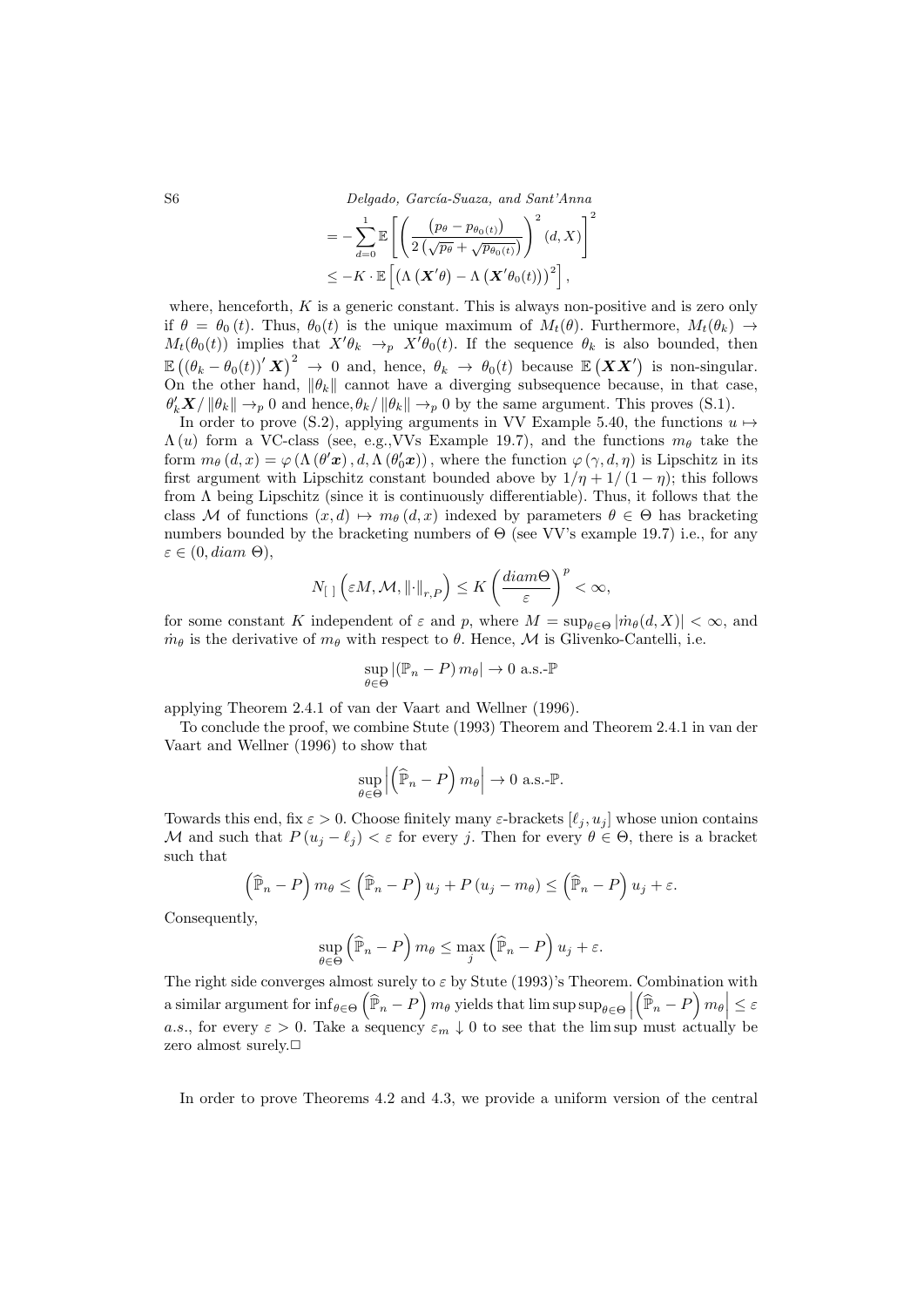$$
\begin{aligned}
&= -\sum_{d=0}^{1} \mathbb{E}\left[\left(\frac{\left(p_{\theta}-p_{\theta_0(t)}\right)}{2\left(\sqrt{p_{\theta}}+\sqrt{p_{\theta_0(t)}}\right)}\right)^2 (d, X)\right]^2 \\
&\leq -K \cdot \mathbb{E}\left[\left(\Lambda\left(\boldsymbol{X}'\theta\right)-\Lambda\left(\boldsymbol{X}'\theta_0(t)\right)\right)^2\right],
\end{aligned}
$$

where, henceforth, $K$ is a generic constant. This is always non-positive and is zero only if $\theta = \theta_0(t)$. Thus, $\theta_0(t)$ is the unique maximum of $M_t(\theta)$. Furthermore, $M_t(\theta_k) \to M_t(\theta_0(t))$ implies that $X'\theta_k \to_p X'\theta_0(t)$. If the sequence $\theta_k$ is also bounded, then $\mathbb{E}\left((\theta_k - \theta_0(t))' \boldsymbol{X}\right)^2 \to 0$ and, hence, $\theta_k \to \theta_0(t)$ because $\mathbb{E}\left(\boldsymbol{X}\boldsymbol{X}'\right)$ is non-singular. On the other hand, $\|\theta_k\|$ cannot have a diverging subsequence because, in that case, $\theta_k'\boldsymbol{X}/\|\theta_k\| \to_p 0$ and hence, $\theta_k/\|\theta_k\| \to_p 0$ by the same argument. This proves (S.1).

In order to prove (S.2), applying arguments in VV Example 5.40, the functions $u \mapsto \Lambda(u)$ form a VC-class (see, e.g.,VVs Example 19.7), and the functions $m_\theta$ take the form $m_\theta(d,x) = \varphi\left(\Lambda\left(\theta'\boldsymbol{x}\right), d, \Lambda\left(\theta_0'\boldsymbol{x}\right)\right)$, where the function $\varphi(\gamma, d, \eta)$ is Lipschitz in its first argument with Lipschitz constant bounded above by $1/\eta + 1/(1-\eta)$; this follows from $\Lambda$ being Lipschitz (since it is continuously differentiable). Thus, it follows that the class $\mathcal{M}$ of functions $(x,d) \mapsto m_\theta(d,x)$ indexed by parameters $\theta \in \Theta$ has bracketing numbers bounded by the bracketing numbers of $\Theta$ (see VV's example 19.7) i.e., for any $\varepsilon \in (0, diam\ \Theta)$,

$$
N_{[\,]}\left(\varepsilon M, \mathcal{M}, \|\cdot\|_{r,P}\right) \leq K\left(\frac{diam \Theta}{\varepsilon}\right)^p < \infty,
$$

for some constant $K$ independent of $\varepsilon$ and $p$, where $M = \sup_{\theta\in\Theta} |\dot{m}_\theta(d, X)| < \infty$, and $\dot{m}_\theta$ is the derivative of $m_\theta$ with respect to $\theta$. Hence, $\mathcal{M}$ is Glivenko-Cantelli, i.e.

$$
\sup_{\theta\in\Theta} |(\mathbb{P}_n - P)\, m_\theta| \to 0 \text{ a.s.-}\mathbb{P}
$$

applying Theorem 2.4.1 of van der Vaart and Wellner (1996).

To conclude the proof, we combine Stute (1993) Theorem and Theorem 2.4.1 in van der Vaart and Wellner (1996) to show that

$$
\sup_{\theta\in\Theta} \left|\left(\widehat{\mathbb{P}}_n - P\right) m_\theta\right| \to 0 \text{ a.s.-}\mathbb{P}.
$$

Towards this end, fix $\varepsilon > 0$. Choose finitely many $\varepsilon$-brackets $[\ell_j, u_j]$ whose union contains $\mathcal{M}$ and such that $P(u_j - \ell_j) < \varepsilon$ for every $j$. Then for every $\theta \in \Theta$, there is a bracket such that

$$
\left(\widehat{\mathbb{P}}_n - P\right) m_\theta \leq \left(\widehat{\mathbb{P}}_n - P\right) u_j + P\left(u_j - m_\theta\right) \leq \left(\widehat{\mathbb{P}}_n - P\right) u_j + \varepsilon.
$$

Consequently,

$$
\sup_{\theta\in\Theta} \left(\widehat{\mathbb{P}}_n - P\right) m_\theta \leq \max_j \left(\widehat{\mathbb{P}}_n - P\right) u_j + \varepsilon.
$$

The right side converges almost surely to $\varepsilon$ by Stute (1993)'s Theorem. Combination with a similar argument for $\inf_{\theta\in\Theta}\left(\widehat{\mathbb{P}}_n - P\right) m_\theta$ yields that $\limsup \sup_{\theta\in\Theta}\left|\left(\widehat{\mathbb{P}}_n - P\right) m_\theta\right| \leq \varepsilon$ *a.s.*, for every $\varepsilon > 0$. Take a sequency $\varepsilon_m \downarrow 0$ to see that the lim sup must actually be zero almost surely.□

In order to prove Theorems 4.2 and 4.3, we provide a uniform version of the central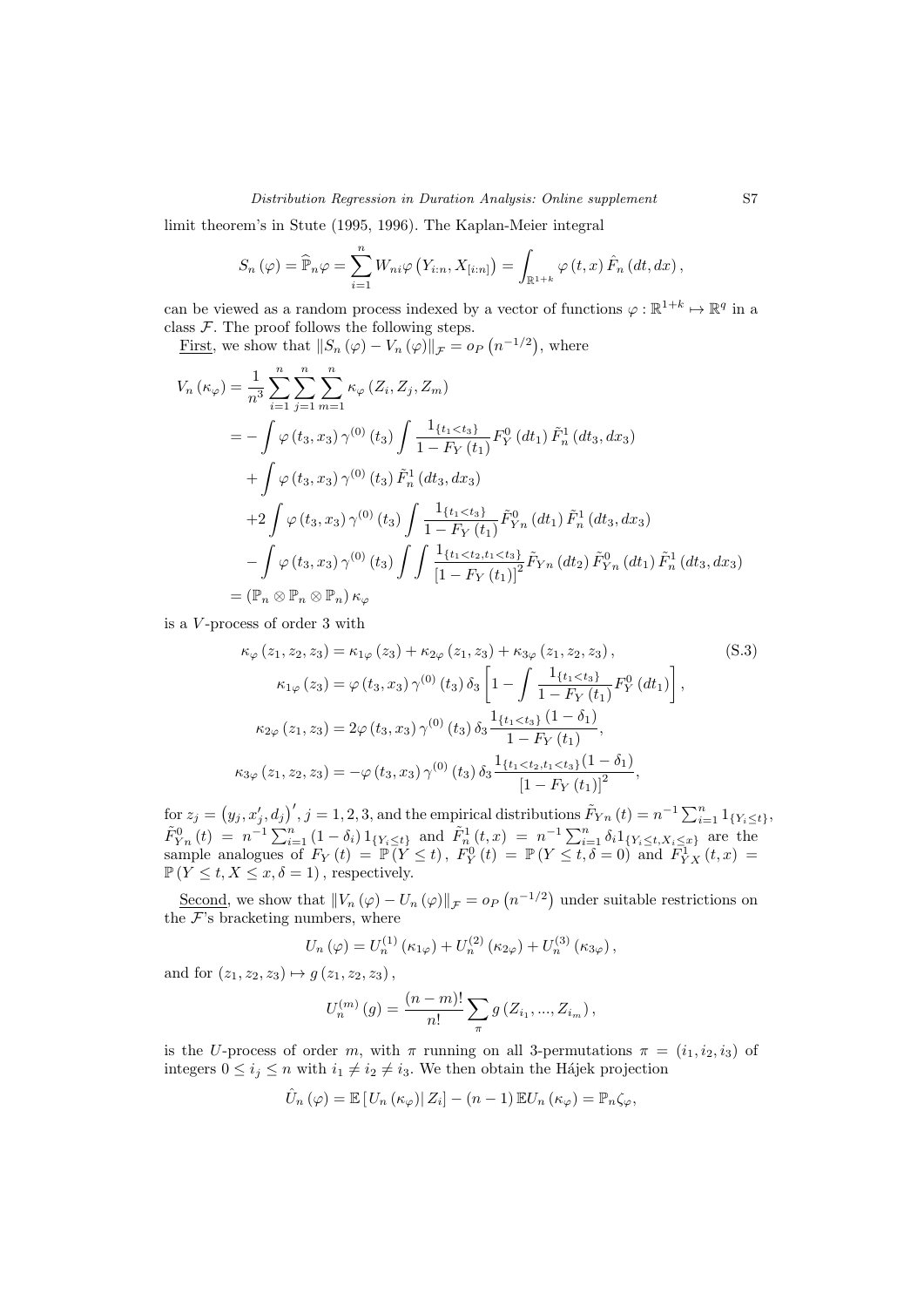limit theorem's in Stute (1995, 1996). The Kaplan-Meier integral

$$S_n(\varphi) = \widehat{\mathbb{P}}_n \varphi = \sum_{i=1}^{n} W_{ni} \varphi\left(Y_{i:n}, X_{[i:n]}\right) = \int_{\mathbb{R}^{1+k}} \varphi(t,x)\, \hat{F}_n(dt, dx),$$

can be viewed as a random process indexed by a vector of functions $\varphi : \mathbb{R}^{1+k} \mapsto \mathbb{R}^q$ in a class $\mathcal{F}$. The proof follows the following steps.

<u>First</u>, we show that $\|S_n(\varphi) - V_n(\varphi)\|_{\mathcal{F}} = o_P\left(n^{-1/2}\right)$, where

$$\begin{aligned}
V_n(\kappa_\varphi) &= \frac{1}{n^3} \sum_{i=1}^{n} \sum_{j=1}^{n} \sum_{m=1}^{n} \kappa_\varphi(Z_i, Z_j, Z_m) \\
&= -\int \varphi(t_3, x_3)\, \gamma^{(0)}(t_3) \int \frac{1_{\{t_1 < t_3\}}}{1 - F_Y(t_1)} F_Y^0(dt_1)\, \tilde{F}_n^1(dt_3, dx_3) \\
&\quad + \int \varphi(t_3, x_3)\, \gamma^{(0)}(t_3)\, \tilde{F}_n^1(dt_3, dx_3) \\
&\quad + 2\int \varphi(t_3, x_3)\, \gamma^{(0)}(t_3) \int \frac{1_{\{t_1 < t_3\}}}{1 - F_Y(t_1)} \tilde{F}_{Yn}^0(dt_1)\, \tilde{F}_n^1(dt_3, dx_3) \\
&\quad - \int \varphi(t_3, x_3)\, \gamma^{(0)}(t_3) \int\int \frac{1_{\{t_1 < t_2, t_1 < t_3\}}}{\left[1 - F_Y(t_1)\right]^2} \tilde{F}_{Yn}(dt_2)\, \tilde{F}_{Yn}^0(dt_1)\, \tilde{F}_n^1(dt_3, dx_3) \\
&= (\mathbb{P}_n \otimes \mathbb{P}_n \otimes \mathbb{P}_n)\, \kappa_\varphi
\end{aligned}$$

is a $V$-process of order 3 with

$$\begin{aligned}
\kappa_\varphi(z_1, z_2, z_3) &= \kappa_{1\varphi}(z_3) + \kappa_{2\varphi}(z_1, z_3) + \kappa_{3\varphi}(z_1, z_2, z_3), \qquad \text{(S.3)}\\
\kappa_{1\varphi}(z_3) &= \varphi(t_3, x_3)\, \gamma^{(0)}(t_3)\, \delta_3 \left[1 - \int \frac{1_{\{t_1 < t_3\}}}{1 - F_Y(t_1)} F_Y^0(dt_1)\right], \\
\kappa_{2\varphi}(z_1, z_3) &= 2\varphi(t_3, x_3)\, \gamma^{(0)}(t_3)\, \delta_3 \frac{1_{\{t_1 < t_3\}}(1 - \delta_1)}{1 - F_Y(t_1)}, \\
\kappa_{3\varphi}(z_1, z_2, z_3) &= -\varphi(t_3, x_3)\, \gamma^{(0)}(t_3)\, \delta_3 \frac{1_{\{t_1 < t_2, t_1 < t_3\}}(1 - \delta_1)}{\left[1 - F_Y(t_1)\right]^2},
\end{aligned}$$

for $z_j = \left(y_j, x_j', d_j\right)'$, $j = 1, 2, 3$, and the empirical distributions $\tilde{F}_{Yn}(t) = n^{-1} \sum_{i=1}^{n} 1_{\{Y_i \le t\}}$, $\tilde{F}_{Yn}^0(t) = n^{-1} \sum_{i=1}^{n} (1 - \delta_i)\, 1_{\{Y_i \le t\}}$ and $\tilde{F}_n^1(t, x) = n^{-1} \sum_{i=1}^{n} \delta_i 1_{\{Y_i \le t, X_i \le x\}}$ are the sample analogues of $F_Y(t) = \mathbb{P}(Y \le t)$, $F_Y^0(t) = \mathbb{P}(Y \le t, \delta = 0)$ and $F_{YX}^1(t, x) = \mathbb{P}(Y \le t, X \le x, \delta = 1)$, respectively.

<u>Second</u>, we show that $\|V_n(\varphi) - U_n(\varphi)\|_{\mathcal{F}} = o_P\left(n^{-1/2}\right)$ under suitable restrictions on the $\mathcal{F}$'s bracketing numbers, where

$$U_n(\varphi) = U_n^{(1)}(\kappa_{1\varphi}) + U_n^{(2)}(\kappa_{2\varphi}) + U_n^{(3)}(\kappa_{3\varphi}),$$

and for $(z_1, z_2, z_3) \mapsto g(z_1, z_2, z_3)$,

$$U_n^{(m)}(g) = \frac{(n-m)!}{n!} \sum_{\pi} g(Z_{i_1}, ..., Z_{i_m}),$$

is the $U$-process of order $m$, with $\pi$ running on all 3-permutations $\pi = (i_1, i_2, i_3)$ of integers $0 \le i_j \le n$ with $i_1 \ne i_2 \ne i_3$. We then obtain the Hájek projection

$$\hat{U}_n(\varphi) = \mathbb{E}\left[U_n(\kappa_\varphi) \middle| Z_i\right] - (n-1)\, \mathbb{E} U_n(\kappa_\varphi) = \mathbb{P}_n \zeta_\varphi,$$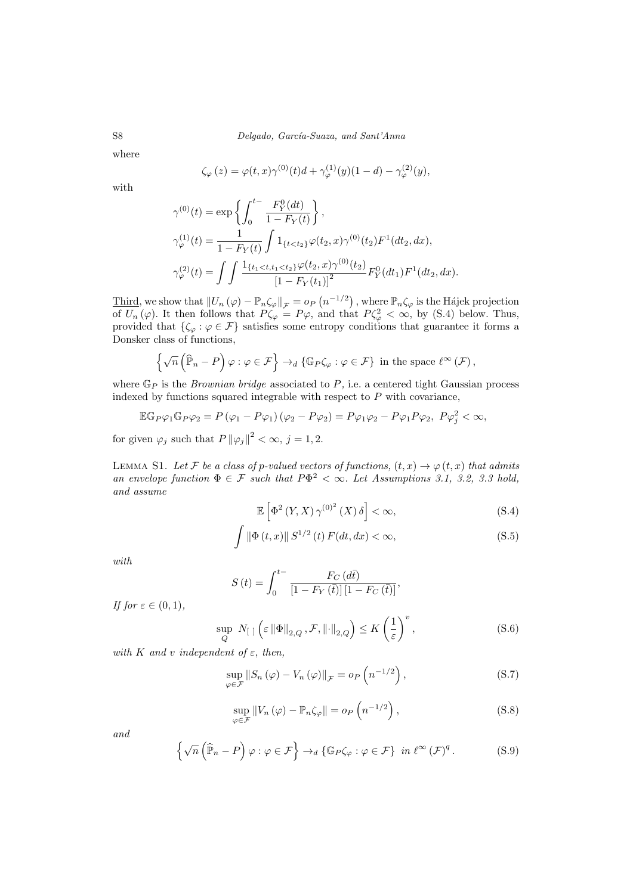where

$$\zeta_{\varphi}(z) = \varphi(t,x)\gamma^{(0)}(t)d + \gamma_{\varphi}^{(1)}(y)(1-d) - \gamma_{\varphi}^{(2)}(y),$$

with

$$\gamma^{(0)}(t) = \exp\left\{\int_0^{t-} \frac{F_Y^0(dt)}{1-F_Y(t)}\right\},$$

$$\gamma_{\varphi}^{(1)}(t) = \frac{1}{1-F_Y(t)} \int 1_{\{t<t_2\}} \varphi(t_2,x)\gamma^{(0)}(t_2) F^1(dt_2,dx),$$

$$\gamma_{\varphi}^{(2)}(t) = \int\int \frac{1_{\{t_1<t,t_1<t_2\}}\varphi(t_2,x)\gamma^{(0)}(t_2)}{\left[1-F_Y(t_1)\right]^2} F_Y^0(dt_1)F^1(dt_2,dx).$$

Third, we show that $\|U_n(\varphi) - \mathbb{P}_n\zeta_{\varphi}\|_{\mathcal{F}} = o_P\left(n^{-1/2}\right)$, where $\mathbb{P}_n\zeta_{\varphi}$ is the Hájek projection of $U_n(\varphi)$. It then follows that $P\zeta_{\varphi} = P\varphi$, and that $P\zeta_{\varphi}^2 < \infty$, by (S.4) below. Thus, provided that $\{\zeta_{\varphi} : \varphi \in \mathcal{F}\}$ satisfies some entropy conditions that guarantee it forms a Donsker class of functions,

$$\left\{\sqrt{n}\left(\widehat{\mathbb{P}}_n - P\right)\varphi : \varphi \in \mathcal{F}\right\} \to_d \{\mathbb{G}_P\zeta_{\varphi} : \varphi \in \mathcal{F}\} \text{ in the space } \ell^{\infty}(\mathcal{F}),$$

where $\mathbb{G}_P$ is the *Brownian bridge* associated to $P$, i.e. a centered tight Gaussian process indexed by functions squared integrable with respect to $P$ with covariance,

$$\mathbb{E}\mathbb{G}_P\varphi_1\mathbb{G}_P\varphi_2 = P\left(\varphi_1 - P\varphi_1\right)\left(\varphi_2 - P\varphi_2\right) = P\varphi_1\varphi_2 - P\varphi_1 P\varphi_2,\ P\varphi_j^2 < \infty,$$

for given $\varphi_j$ such that $P\left\|\varphi_j\right\|^2 < \infty$, $j = 1, 2$.

LEMMA S1. *Let $\mathcal{F}$ be a class of p-valued vectors of functions, $(t,x) \to \varphi(t,x)$ that admits an envelope function $\Phi \in \mathcal{F}$ such that $P\Phi^2 < \infty$. Let Assumptions 3.1, 3.2, 3.3 hold, and assume*

$$\mathbb{E}\left[\Phi^2(Y,X)\,\gamma^{(0)^2}(X)\,\delta\right] < \infty, \tag{S.4}$$

$$\int \|\Phi(t,x)\|\, S^{1/2}(t)\, F(dt,dx) < \infty, \tag{S.5}$$

*with*

$$S(t) = \int_0^{t-} \frac{F_C(d\bar{t})}{\left[1-F_Y(\bar{t})\right]\left[1-F_C(\bar{t})\right]},$$

*If for $\varepsilon \in (0,1)$,*

$$\sup_Q N_{[\,]}\left(\varepsilon\left\|\Phi\right\|_{2,Q}, \mathcal{F}, \|\cdot\|_{2,Q}\right) \le K\left(\frac{1}{\varepsilon}\right)^v, \tag{S.6}$$

*with $K$ and $v$ independent of $\varepsilon$, then,*

$$\sup_{\varphi\in\mathcal{F}} \|S_n(\varphi) - V_n(\varphi)\|_{\mathcal{F}} = o_P\left(n^{-1/2}\right), \tag{S.7}$$

$$\sup_{\varphi\in\mathcal{F}} \|V_n(\varphi) - \mathbb{P}_n\zeta_{\varphi}\| = o_P\left(n^{-1/2}\right), \tag{S.8}$$

*and*

$$\left\{\sqrt{n}\left(\widehat{\mathbb{P}}_n - P\right)\varphi : \varphi \in \mathcal{F}\right\} \to_d \{\mathbb{G}_P\zeta_{\varphi} : \varphi \in \mathcal{F}\} \text{ in } \ell^{\infty}(\mathcal{F})^q. \tag{S.9}$$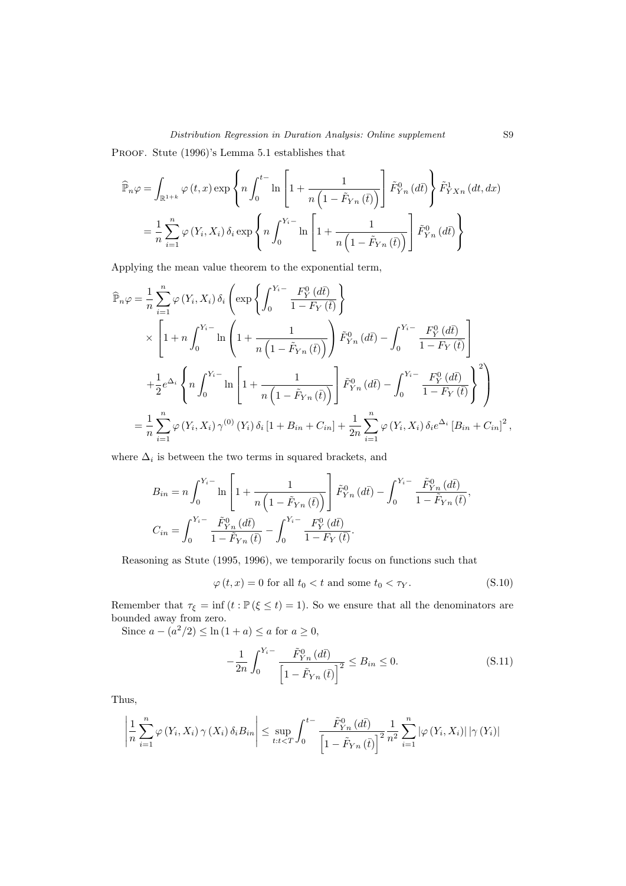Proof. Stute (1996)'s Lemma 5.1 establishes that

$$
\begin{aligned}
\widehat{\mathbb{P}}_n \varphi &= \int_{\mathbb{R}^{1+k}} \varphi(t,x) \exp\left\{ n \int_0^{t-} \ln\left[1 + \frac{1}{n\left(1 - \tilde{F}_{Yn}(\bar{t})\right)}\right] \tilde{F}_{Yn}^0(d\bar{t}) \right\} \tilde{F}_{YXn}^1(dt, dx) \\
&= \frac{1}{n} \sum_{i=1}^n \varphi(Y_i, X_i) \delta_i \exp\left\{ n \int_0^{Y_i-} \ln\left[1 + \frac{1}{n\left(1 - \tilde{F}_{Yn}(\bar{t})\right)}\right] \tilde{F}_{Yn}^0(d\bar{t}) \right\}
\end{aligned}
$$

Applying the mean value theorem to the exponential term,

$$
\begin{aligned}
\widehat{\mathbb{P}}_n \varphi &= \frac{1}{n} \sum_{i=1}^n \varphi(Y_i, X_i) \delta_i \left( \exp\left\{ \int_0^{Y_i-} \frac{F_Y^0(d\bar{t})}{1 - F_Y(\bar{t})} \right\} \right. \\
&\quad \times \left[ 1 + n \int_0^{Y_i-} \ln\left(1 + \frac{1}{n\left(1 - \tilde{F}_{Yn}(\bar{t})\right)}\right) \tilde{F}_{Yn}^0(d\bar{t}) - \int_0^{Y_i-} \frac{F_Y^0(d\bar{t})}{1 - F_Y(\bar{t})} \right] \\
&\quad \left. + \frac{1}{2} e^{\Delta_i} \left\{ n \int_0^{Y_i-} \ln\left[1 + \frac{1}{n\left(1 - \tilde{F}_{Yn}(\bar{t})\right)}\right] \tilde{F}_{Yn}^0(d\bar{t}) - \int_0^{Y_i-} \frac{F_Y^0(d\bar{t})}{1 - F_Y(\bar{t})} \right\}^2 \right) \\
&= \frac{1}{n} \sum_{i=1}^n \varphi(Y_i, X_i) \gamma^{(0)}(Y_i) \delta_i \left[1 + B_{in} + C_{in}\right] + \frac{1}{2n} \sum_{i=1}^n \varphi(Y_i, X_i) \delta_i e^{\Delta_i} \left[B_{in} + C_{in}\right]^2,
\end{aligned}
$$

where $\Delta_i$ is between the two terms in squared brackets, and

$$
\begin{aligned}
B_{in} &= n \int_0^{Y_i-} \ln\left[1 + \frac{1}{n\left(1 - \tilde{F}_{Yn}(\bar{t})\right)}\right] \tilde{F}_{Yn}^0(d\bar{t}) - \int_0^{Y_i-} \frac{\tilde{F}_{Yn}^0(d\bar{t})}{1 - \tilde{F}_{Yn}(\bar{t})}, \\
C_{in} &= \int_0^{Y_i-} \frac{\tilde{F}_{Yn}^0(d\bar{t})}{1 - \tilde{F}_{Yn}(\bar{t})} - \int_0^{Y_i-} \frac{F_Y^0(d\bar{t})}{1 - F_Y(\bar{t})}.
\end{aligned}
$$

Reasoning as Stute (1995, 1996), we temporarily focus on functions such that

$$
\varphi(t,x) = 0 \text{ for all } t_0 < t \text{ and some } t_0 < \tau_Y. \tag{S.10}
$$

Remember that $\tau_\xi = \inf(t : \mathbb{P}(\xi \leq t) = 1)$. So we ensure that all the denominators are bounded away from zero.

Since $a - (a^2/2) \leq \ln(1+a) \leq a$ for $a \geq 0$,

$$
-\frac{1}{2n} \int_0^{Y_i-} \frac{\tilde{F}_{Yn}^0(d\bar{t})}{\left[1 - \tilde{F}_{Yn}(\bar{t})\right]^2} \leq B_{in} \leq 0. \tag{S.11}
$$

Thus,

$$
\left| \frac{1}{n} \sum_{i=1}^n \varphi(Y_i, X_i) \gamma(X_i) \delta_i B_{in} \right| \leq \sup_{t: t < T} \int_0^{t-} \frac{\tilde{F}_{Yn}^0(d\bar{t})}{\left[1 - \tilde{F}_{Yn}(\bar{t})\right]^2} \frac{1}{n^2} \sum_{i=1}^n |\varphi(Y_i, X_i)| |\gamma(Y_i)|
$$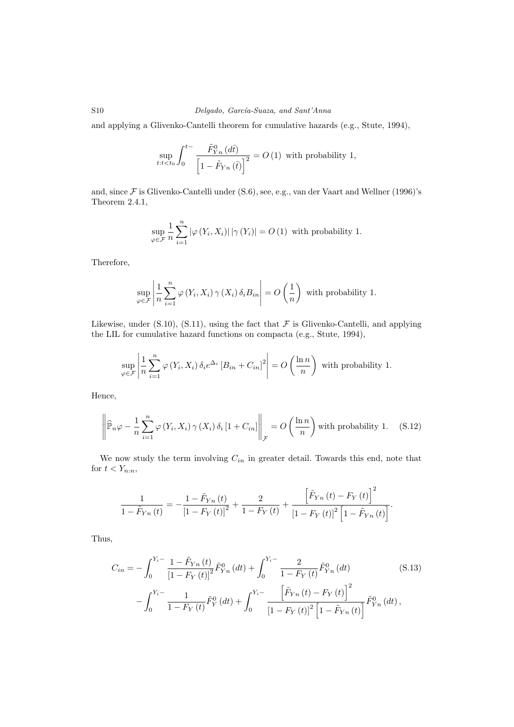and applying a Glivenko-Cantelli theorem for cumulative hazards (e.g., Stute, 1994),

$$\sup_{t:t<t_0} \int_0^{t-} \frac{\tilde{F}^0_{Yn}(d\bar{t})}{\left[1-\tilde{F}_{Yn}(\bar{t})\right]^2} = O(1) \text{ with probability 1,}$$

and, since $\mathcal{F}$ is Glivenko-Cantelli under (S.6), see, e.g., van der Vaart and Wellner (1996)'s Theorem 2.4.1,

$$\sup_{\varphi\in\mathcal{F}} \frac{1}{n}\sum_{i=1}^{n} |\varphi(Y_i, X_i)| \, |\gamma(Y_i)| = O(1) \text{ with probability 1.}$$

Therefore,

$$\sup_{\varphi\in\mathcal{F}} \left| \frac{1}{n}\sum_{i=1}^{n} \varphi(Y_i, X_i)\, \gamma(X_i)\, \delta_i B_{in} \right| = O\left(\frac{1}{n}\right) \text{ with probability 1.}$$

Likewise, under (S.10), (S.11), using the fact that $\mathcal{F}$ is Glivenko-Cantelli, and applying the LIL for cumulative hazard functions on compacta (e.g., Stute, 1994),

$$\sup_{\varphi\in\mathcal{F}} \left| \frac{1}{n}\sum_{i=1}^{n} \varphi(Y_i, X_i)\, \delta_i e^{\Delta_i} \left[B_{in} + C_{in}\right]^2 \right| = O\left(\frac{\ln n}{n}\right) \text{ with probability 1.}$$

Hence,

$$\left\| \widehat{\mathbb{P}}_n \varphi - \frac{1}{n}\sum_{i=1}^{n} \varphi(Y_i, X_i)\, \gamma(X_i)\, \delta_i \left[1 + C_{in}\right] \right\|_{\mathcal{F}} = O\left(\frac{\ln n}{n}\right) \text{with probability 1.} \quad \text{(S.12)}$$

We now study the term involving $C_{in}$ in greater detail. Towards this end, note that for $t < Y_{n:n}$,

$$\frac{1}{1-\tilde{F}_{Yn}(t)} = -\frac{1-\tilde{F}_{Yn}(t)}{\left[1-F_Y(t)\right]^2} + \frac{2}{1-F_Y(t)} + \frac{\left[\tilde{F}_{Yn}(t) - F_Y(t)\right]^2}{\left[1-F_Y(t)\right]^2\left[1-\tilde{F}_{Yn}(t)\right]}.$$

Thus,

$$\begin{aligned} C_{in} = &-\int_0^{Y_i-} \frac{1-\tilde{F}_{Yn}(t)}{\left[1-F_Y(t)\right]^2} \tilde{F}^0_{Yn}(dt) + \int_0^{Y_i-} \frac{2}{1-F_Y(t)} \tilde{F}^0_{Yn}(dt) \\ &- \int_0^{Y_i-} \frac{1}{1-F_Y(t)} \tilde{F}^0_Y(dt) + \int_0^{Y_i-} \frac{\left[\tilde{F}_{Yn}(t) - F_Y(t)\right]^2}{\left[1-F_Y(t)\right]^2\left[1-\tilde{F}_{Yn}(t)\right]} \tilde{F}^0_{Yn}(dt), \end{aligned} \quad \text{(S.13)}$$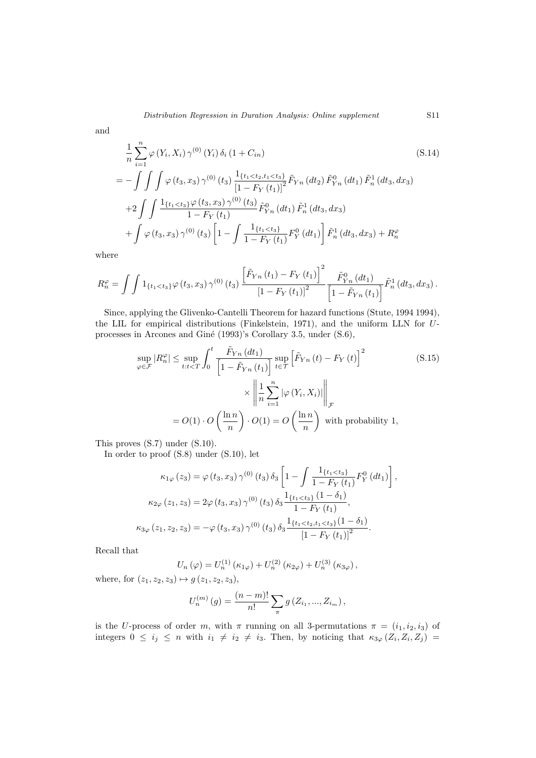and

$$
\begin{aligned}
&\frac{1}{n}\sum_{i=1}^{n}\varphi\left(Y_{i},X_{i}\right)\gamma^{(0)}\left(Y_{i}\right)\delta_{i}\left(1+C_{in}\right) \qquad\qquad\qquad\qquad\qquad\qquad\qquad\qquad (\text{S.14})\\
&=-\int\int\int\varphi\left(t_{3},x_{3}\right)\gamma^{(0)}\left(t_{3}\right)\frac{1_{\{t_{1}<t_{2},t_{1}<t_{3}\}}}{\left[1-F_{Y}\left(t_{1}\right)\right]^{2}}\tilde{F}_{Yn}\left(dt_{2}\right)\tilde{F}_{Yn}^{0}\left(dt_{1}\right)\tilde{F}_{n}^{1}\left(dt_{3},dx_{3}\right)\\
&\quad+2\int\int\frac{1_{\{t_{1}<t_{3}\}}\varphi\left(t_{3},x_{3}\right)\gamma^{(0)}\left(t_{3}\right)}{1-F_{Y}\left(t_{1}\right)}\tilde{F}_{Yn}^{0}\left(dt_{1}\right)\tilde{F}_{n}^{1}\left(dt_{3},dx_{3}\right)\\
&\quad+\int\varphi\left(t_{3},x_{3}\right)\gamma^{(0)}\left(t_{3}\right)\left[1-\int\frac{1_{\{t_{1}<t_{3}\}}}{1-F_{Y}\left(t_{1}\right)}F_{Y}^{0}\left(dt_{1}\right)\right]\tilde{F}_{n}^{1}\left(dt_{3},dx_{3}\right)+R_{n}^{\varphi}
\end{aligned}
$$

where

$$
R_{n}^{\varphi}=\int\int 1_{\{t_{1}<t_{3}\}}\varphi\left(t_{3},x_{3}\right)\gamma^{(0)}\left(t_{3}\right)\frac{\left[\tilde{F}_{Yn}\left(t_{1}\right)-F_{Y}\left(t_{1}\right)\right]^{2}}{\left[1-F_{Y}\left(t_{1}\right)\right]^{2}}\frac{\tilde{F}_{Yn}^{0}\left(dt_{1}\right)}{\left[1-\tilde{F}_{Yn}\left(t_{1}\right)\right]}\tilde{F}_{n}^{1}\left(dt_{3},dx_{3}\right).
$$

Since, applying the Glivenko-Cantelli Theorem for hazard functions (Stute, 1994 1994), the LIL for empirical distributions (Finkelstein, 1971), and the uniform LLN for $U$-processes in Arcones and Giné (1993)'s Corollary 3.5, under (S.6),

$$
\begin{aligned}
\sup_{\varphi\in\mathcal{F}}\left|R_{n}^{\varphi}\right| &\leq \sup_{t:t<T}\int_{0}^{t}\frac{\tilde{F}_{Yn}\left(dt_{1}\right)}{\left[1-\tilde{F}_{Yn}\left(t_{1}\right)\right]}\sup_{t\in\mathcal{T}}\left[\tilde{F}_{Yn}\left(t\right)-F_{Y}\left(t\right)\right]^{2} \qquad\qquad (\text{S.15})\\
&\qquad\times\left\Vert\frac{1}{n}\sum_{i=1}^{n}\left|\varphi\left(Y_{i},X_{i}\right)\right|\right\Vert_{\mathcal{F}}\\
&=O(1)\cdot O\left(\frac{\ln n}{n}\right)\cdot O(1)=O\left(\frac{\ln n}{n}\right)\text{ with probability 1,}
\end{aligned}
$$

This proves (S.7) under (S.10).

In order to proof (S.8) under (S.10), let

$$
\begin{aligned}
\kappa_{1\varphi}\left(z_{3}\right)&=\varphi\left(t_{3},x_{3}\right)\gamma^{(0)}\left(t_{3}\right)\delta_{3}\left[1-\int\frac{1_{\{t_{1}<t_{3}\}}}{1-F_{Y}\left(t_{1}\right)}F_{Y}^{0}\left(dt_{1}\right)\right],\\
\kappa_{2\varphi}\left(z_{1},z_{3}\right)&=2\varphi\left(t_{3},x_{3}\right)\gamma^{(0)}\left(t_{3}\right)\delta_{3}\frac{1_{\{t_{1}<t_{3}\}}\left(1-\delta_{1}\right)}{1-F_{Y}\left(t_{1}\right)},\\
\kappa_{3\varphi}\left(z_{1},z_{2},z_{3}\right)&=-\varphi\left(t_{3},x_{3}\right)\gamma^{(0)}\left(t_{3}\right)\delta_{3}\frac{1_{\{t_{1}<t_{2},t_{1}<t_{3}\}}(1-\delta_{1})}{\left[1-F_{Y}\left(t_{1}\right)\right]^{2}}.
\end{aligned}
$$

Recall that

$$
U_{n}\left(\varphi\right)=U_{n}^{(1)}\left(\kappa_{1\varphi}\right)+U_{n}^{(2)}\left(\kappa_{2\varphi}\right)+U_{n}^{(3)}\left(\kappa_{3\varphi}\right),
$$

where, for $(z_{1},z_{2},z_{3})\mapsto g\left(z_{1},z_{2},z_{3}\right)$,

$$
U_{n}^{(m)}\left(g\right)=\frac{(n-m)!}{n!}\sum_{\pi}g\left(Z_{i_{1}},...,Z_{i_{m}}\right),
$$

is the $U$-process of order $m$, with $\pi$ running on all 3-permutations $\pi=(i_{1},i_{2},i_{3})$ of integers $0\leq i_{j}\leq n$ with $i_{1}\neq i_{2}\neq i_{3}$. Then, by noticing that $\kappa_{3\varphi}\left(Z_{i},Z_{i},Z_{j}\right)=$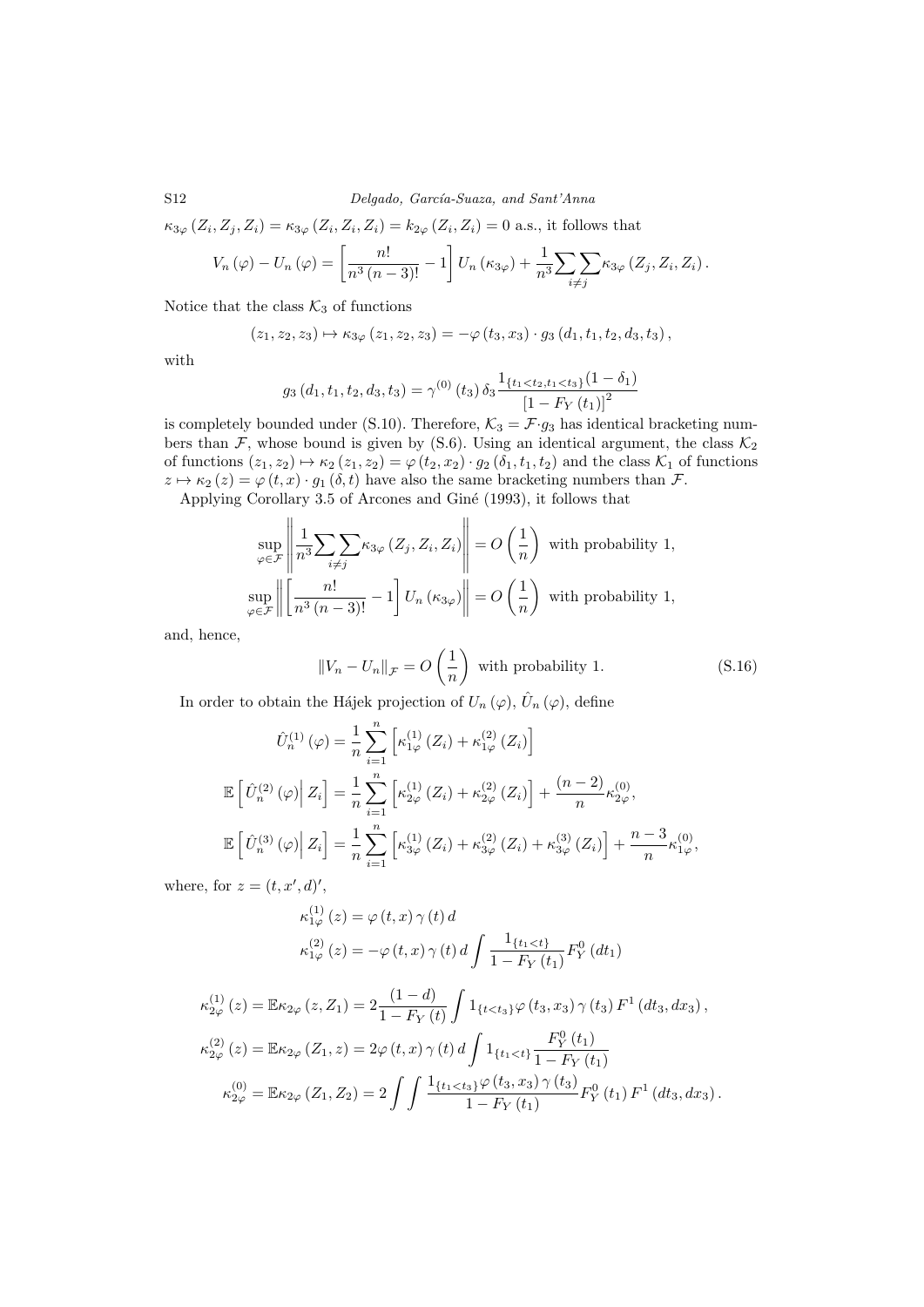$\kappa_{3\varphi}(Z_i, Z_j, Z_i) = \kappa_{3\varphi}(Z_i, Z_i, Z_i) = k_{2\varphi}(Z_i, Z_i) = 0$ a.s., it follows that

$$V_n(\varphi) - U_n(\varphi) = \left[\frac{n!}{n^3(n-3)!} - 1\right] U_n(\kappa_{3\varphi}) + \frac{1}{n^3}\sum\sum_{i\neq j} \kappa_{3\varphi}(Z_j, Z_i, Z_i).$$

Notice that the class $\mathcal{K}_3$ of functions

$$(z_1, z_2, z_3) \mapsto \kappa_{3\varphi}(z_1, z_2, z_3) = -\varphi(t_3, x_3) \cdot g_3(d_1, t_1, t_2, d_3, t_3),$$

with

$$g_3(d_1, t_1, t_2, d_3, t_3) = \gamma^{(0)}(t_3)\,\delta_3 \frac{1_{\{t_1<t_2, t_1<t_3\}}(1-\delta_1)}{[1-F_Y(t_1)]^2}$$

is completely bounded under (S.10). Therefore, $\mathcal{K}_3 = \mathcal{F}\cdot g_3$ has identical bracketing numbers than $\mathcal{F}$, whose bound is given by (S.6). Using an identical argument, the class $\mathcal{K}_2$ of functions $(z_1, z_2) \mapsto \kappa_2(z_1, z_2) = \varphi(t_2, x_2)\cdot g_2(\delta_1, t_1, t_2)$ and the class $\mathcal{K}_1$ of functions $z \mapsto \kappa_2(z) = \varphi(t, x)\cdot g_1(\delta, t)$ have also the same bracketing numbers than $\mathcal{F}$.

Applying Corollary 3.5 of Arcones and Giné (1993), it follows that

$$\sup_{\varphi\in\mathcal{F}}\left\|\frac{1}{n^3}\sum\sum_{i\neq j}\kappa_{3\varphi}(Z_j, Z_i, Z_i)\right\| = O\left(\frac{1}{n}\right) \text{ with probability 1,}$$

$$\sup_{\varphi\in\mathcal{F}}\left\|\left[\frac{n!}{n^3(n-3)!} - 1\right]U_n(\kappa_{3\varphi})\right\| = O\left(\frac{1}{n}\right) \text{ with probability 1,}$$

and, hence,

$$\|V_n - U_n\|_{\mathcal{F}} = O\left(\frac{1}{n}\right) \text{ with probability 1.} \tag{S.16}$$

In order to obtain the Hájek projection of $U_n(\varphi)$, $\hat{U}_n(\varphi)$, define

$$\hat{U}_n^{(1)}(\varphi) = \frac{1}{n}\sum_{i=1}^n\left[\kappa_{1\varphi}^{(1)}(Z_i) + \kappa_{1\varphi}^{(2)}(Z_i)\right]$$

$$\mathbb{E}\left[\hat{U}_n^{(2)}(\varphi)\middle| Z_i\right] = \frac{1}{n}\sum_{i=1}^n\left[\kappa_{2\varphi}^{(1)}(Z_i) + \kappa_{2\varphi}^{(2)}(Z_i)\right] + \frac{(n-2)}{n}\kappa_{2\varphi}^{(0)},$$

$$\mathbb{E}\left[\hat{U}_n^{(3)}(\varphi)\middle| Z_i\right] = \frac{1}{n}\sum_{i=1}^n\left[\kappa_{3\varphi}^{(1)}(Z_i) + \kappa_{3\varphi}^{(2)}(Z_i) + \kappa_{3\varphi}^{(3)}(Z_i)\right] + \frac{n-3}{n}\kappa_{1\varphi}^{(0)},$$

where, for $z = (t, x', d)'$,

$$\kappa_{1\varphi}^{(1)}(z) = \varphi(t, x)\,\gamma(t)\,d$$

$$\kappa_{1\varphi}^{(2)}(z) = -\varphi(t, x)\,\gamma(t)\,d\int\frac{1_{\{t_1<t\}}}{1-F_Y(t_1)}F_Y^0(dt_1)$$

$$\kappa_{2\varphi}^{(1)}(z) = \mathbb{E}\kappa_{2\varphi}(z, Z_1) = 2\frac{(1-d)}{1-F_Y(t)}\int 1_{\{t<t_3\}}\varphi(t_3, x_3)\,\gamma(t_3)\,F^1(dt_3, dx_3),$$

$$\kappa_{2\varphi}^{(2)}(z) = \mathbb{E}\kappa_{2\varphi}(Z_1, z) = 2\varphi(t, x)\,\gamma(t)\,d\int 1_{\{t_1<t\}}\frac{F_Y^0(t_1)}{1-F_Y(t_1)}$$

$$\kappa_{2\varphi}^{(0)} = \mathbb{E}\kappa_{2\varphi}(Z_1, Z_2) = 2\int\int\frac{1_{\{t_1<t_3\}}\varphi(t_3, x_3)\,\gamma(t_3)}{1-F_Y(t_1)}F_Y^0(t_1)\,F^1(dt_3, dx_3).$$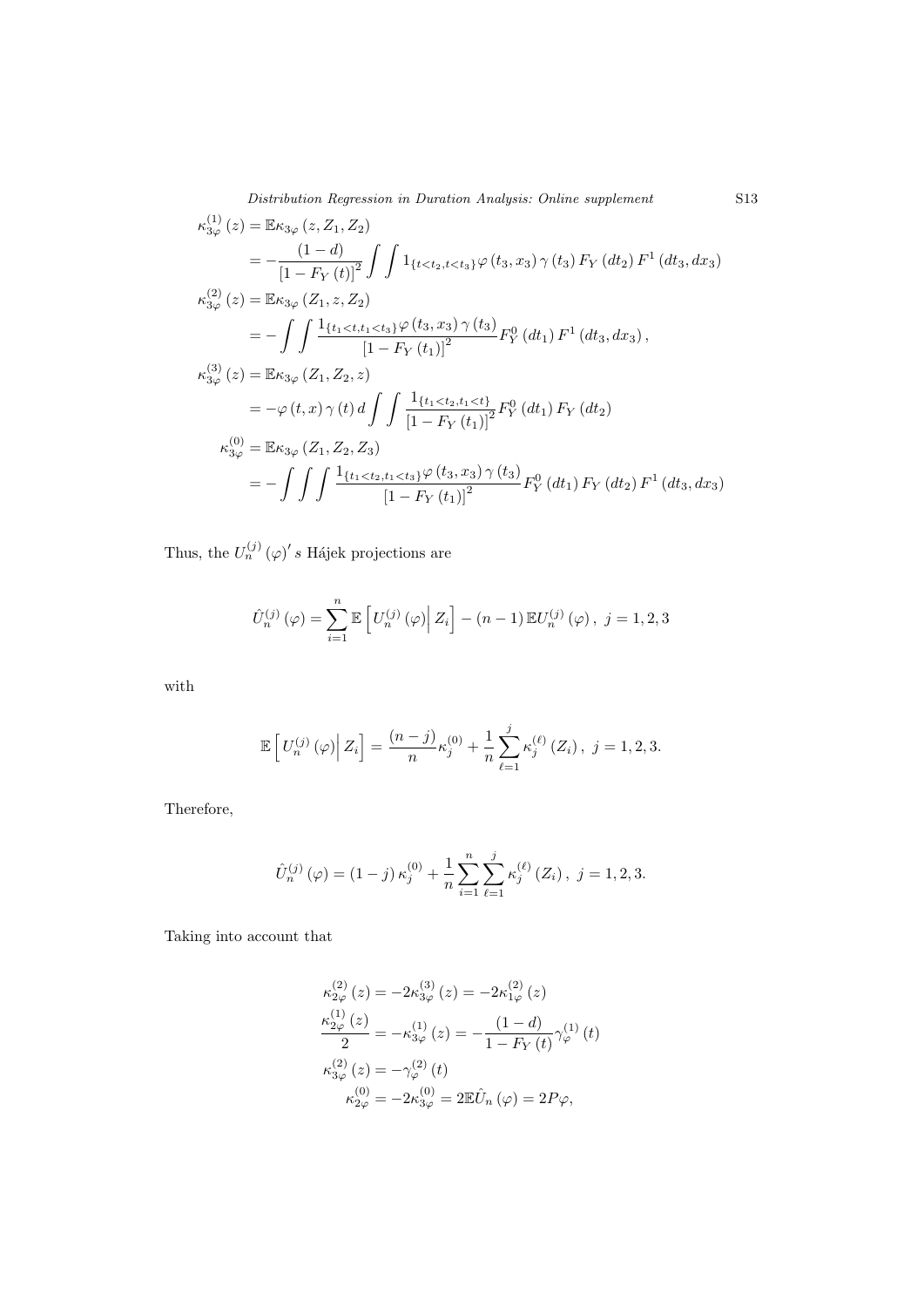$$
\begin{aligned}
\kappa_{3\varphi}^{(1)}(z) &= \mathbb{E}\kappa_{3\varphi}(z, Z_1, Z_2) \\
&= -\frac{(1-d)}{\left[1-F_Y(t)\right]^2} \int\int 1_{\{t<t_2, t<t_3\}} \varphi(t_3, x_3)\, \gamma(t_3)\, F_Y(dt_2)\, F^1(dt_3, dx_3) \\
\kappa_{3\varphi}^{(2)}(z) &= \mathbb{E}\kappa_{3\varphi}(Z_1, z, Z_2) \\
&= -\int\int \frac{1_{\{t_1<t, t_1<t_3\}} \varphi(t_3, x_3)\, \gamma(t_3)}{\left[1-F_Y(t_1)\right]^2} F_Y^0(dt_1)\, F^1(dt_3, dx_3), \\
\kappa_{3\varphi}^{(3)}(z) &= \mathbb{E}\kappa_{3\varphi}(Z_1, Z_2, z) \\
&= -\varphi(t, x)\, \gamma(t)\, d \int\int \frac{1_{\{t_1<t_2, t_1<t\}}}{\left[1-F_Y(t_1)\right]^2} F_Y^0(dt_1)\, F_Y(dt_2) \\
\kappa_{3\varphi}^{(0)} &= \mathbb{E}\kappa_{3\varphi}(Z_1, Z_2, Z_3) \\
&= -\int\int\int \frac{1_{\{t_1<t_2, t_1<t_3\}} \varphi(t_3, x_3)\, \gamma(t_3)}{\left[1-F_Y(t_1)\right]^2} F_Y^0(dt_1)\, F_Y(dt_2)\, F^1(dt_3, dx_3)
\end{aligned}
$$

Thus, the $U_n^{(j)}(\varphi)'s$ Hájek projections are

$$
\hat{U}_n^{(j)}(\varphi) = \sum_{i=1}^{n} \mathbb{E}\left[ U_n^{(j)}(\varphi) \middle| Z_i \right] - (n-1)\, \mathbb{E}U_n^{(j)}(\varphi), \; j = 1, 2, 3
$$

with

$$
\mathbb{E}\left[ U_n^{(j)}(\varphi) \middle| Z_i \right] = \frac{(n-j)}{n} \kappa_j^{(0)} + \frac{1}{n} \sum_{\ell=1}^{j} \kappa_j^{(\ell)}(Z_i), \; j = 1, 2, 3.
$$

Therefore,

$$
\hat{U}_n^{(j)}(\varphi) = (1-j)\, \kappa_j^{(0)} + \frac{1}{n} \sum_{i=1}^{n} \sum_{\ell=1}^{j} \kappa_j^{(\ell)}(Z_i), \; j = 1, 2, 3.
$$

Taking into account that

$$
\begin{aligned}
\kappa_{2\varphi}^{(2)}(z) &= -2\kappa_{3\varphi}^{(3)}(z) = -2\kappa_{1\varphi}^{(2)}(z) \\
\frac{\kappa_{2\varphi}^{(1)}(z)}{2} &= -\kappa_{3\varphi}^{(1)}(z) = -\frac{(1-d)}{1-F_Y(t)} \gamma_\varphi^{(1)}(t) \\
\kappa_{3\varphi}^{(2)}(z) &= -\gamma_\varphi^{(2)}(t) \\
\kappa_{2\varphi}^{(0)} &= -2\kappa_{3\varphi}^{(0)} = 2\mathbb{E}\hat{U}_n(\varphi) = 2P\varphi,
\end{aligned}
$$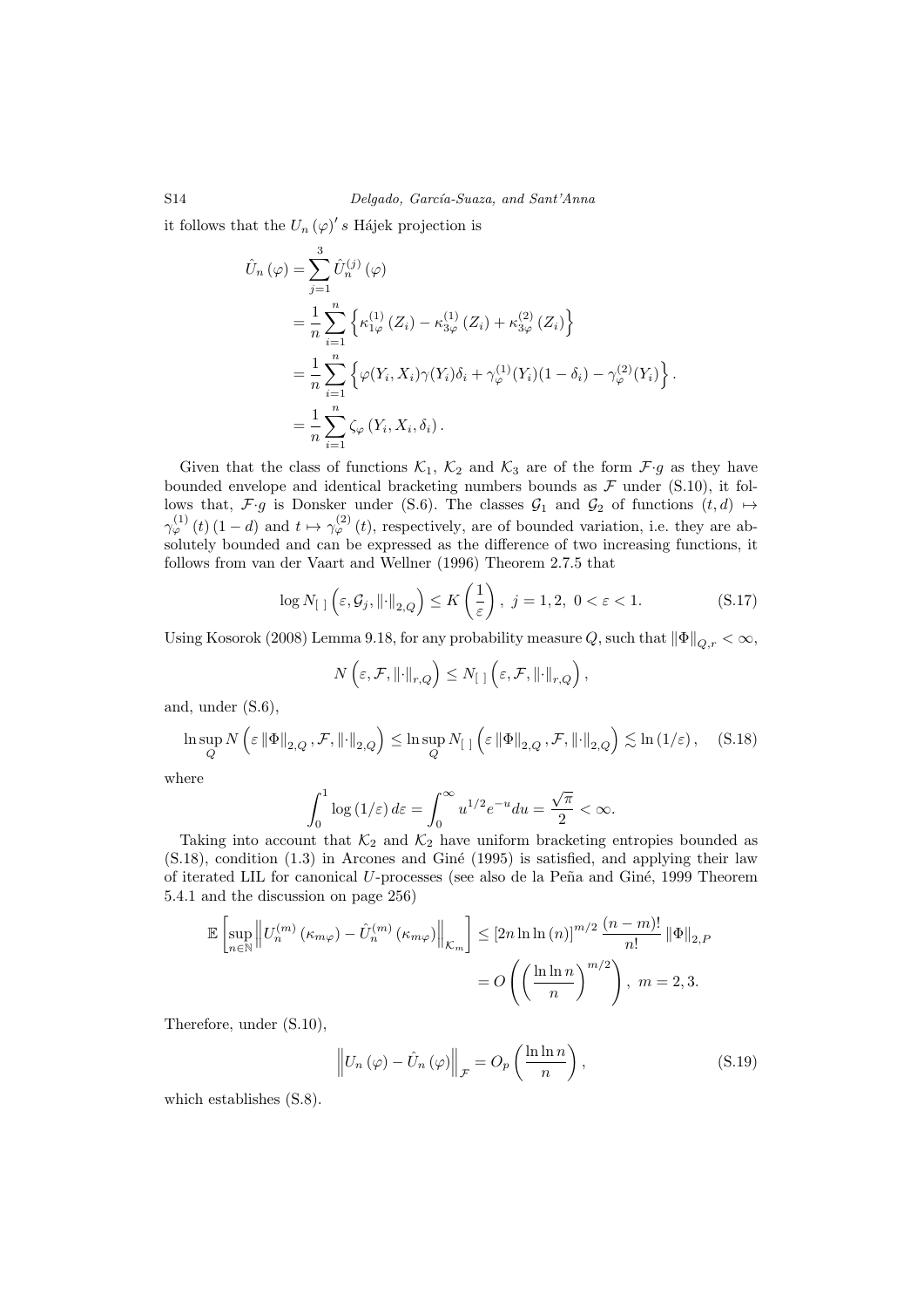it follows that the $U_n(\varphi)'s$ Hájek projection is

$$
\begin{aligned}
\hat{U}_n(\varphi) &= \sum_{j=1}^{3} \hat{U}_n^{(j)}(\varphi) \\
&= \frac{1}{n}\sum_{i=1}^{n}\left\{\kappa_{1\varphi}^{(1)}(Z_i) - \kappa_{3\varphi}^{(1)}(Z_i) + \kappa_{3\varphi}^{(2)}(Z_i)\right\} \\
&= \frac{1}{n}\sum_{i=1}^{n}\left\{\varphi(Y_i, X_i)\gamma(Y_i)\delta_i + \gamma_\varphi^{(1)}(Y_i)(1-\delta_i) - \gamma_\varphi^{(2)}(Y_i)\right\}. \\
&= \frac{1}{n}\sum_{i=1}^{n}\zeta_\varphi(Y_i, X_i, \delta_i).
\end{aligned}
$$

Given that the class of functions $\mathcal{K}_1$, $\mathcal{K}_2$ and $\mathcal{K}_3$ are of the form $\mathcal{F}{\cdot}g$ as they have bounded envelope and identical bracketing numbers bounds as $\mathcal{F}$ under (S.10), it follows that, $\mathcal{F}{\cdot}g$ is Donsker under (S.6). The classes $\mathcal{G}_1$ and $\mathcal{G}_2$ of functions $(t,d) \mapsto \gamma_\varphi^{(1)}(t)(1-d)$ and $t \mapsto \gamma_\varphi^{(2)}(t)$, respectively, are of bounded variation, i.e. they are absolutely bounded and can be expressed as the difference of two increasing functions, it follows from van der Vaart and Wellner (1996) Theorem 2.7.5 that

$$
\log N_{[\,]}\left(\varepsilon, \mathcal{G}_j, \|\cdot\|_{2,Q}\right) \le K\left(\frac{1}{\varepsilon}\right),\ j=1,2,\ 0<\varepsilon<1. \tag{S.17}
$$

Using Kosorok (2008) Lemma 9.18, for any probability measure $Q$, such that $\|\Phi\|_{Q,r} < \infty$,

$$
N\left(\varepsilon, \mathcal{F}, \|\cdot\|_{r,Q}\right) \le N_{[\,]}\left(\varepsilon, \mathcal{F}, \|\cdot\|_{r,Q}\right),
$$

and, under (S.6),

$$
\ln \sup_Q N\left(\varepsilon\|\Phi\|_{2,Q}, \mathcal{F}, \|\cdot\|_{2,Q}\right) \le \ln \sup_Q N_{[\,]}\left(\varepsilon\|\Phi\|_{2,Q}, \mathcal{F}, \|\cdot\|_{2,Q}\right) \lesssim \ln(1/\varepsilon), \tag{S.18}
$$

where

$$
\int_0^1 \log(1/\varepsilon)\,d\varepsilon = \int_0^\infty u^{1/2}e^{-u}du = \frac{\sqrt{\pi}}{2} < \infty.
$$

Taking into account that $\mathcal{K}_2$ and $\mathcal{K}_2$ have uniform bracketing entropies bounded as (S.18), condition (1.3) in Arcones and Giné (1995) is satisfied, and applying their law of iterated LIL for canonical $U$-processes (see also de la Peña and Giné, 1999 Theorem 5.4.1 and the discussion on page 256)

$$
\begin{aligned}
\mathbb{E}\left[\sup_{n\in\mathbb{N}}\left\|U_n^{(m)}(\kappa_{m\varphi}) - \hat{U}_n^{(m)}(\kappa_{m\varphi})\right\|_{\mathcal{K}_m}\right] &\le \left[2n\ln\ln(n)\right]^{m/2}\frac{(n-m)!}{n!}\|\Phi\|_{2,P} \\
&= O\left(\left(\frac{\ln\ln n}{n}\right)^{m/2}\right),\ m=2,3.
\end{aligned}
$$

Therefore, under (S.10),

$$
\left\|U_n(\varphi) - \hat{U}_n(\varphi)\right\|_{\mathcal{F}} = O_p\left(\frac{\ln\ln n}{n}\right), \tag{S.19}
$$

which establishes (S.8).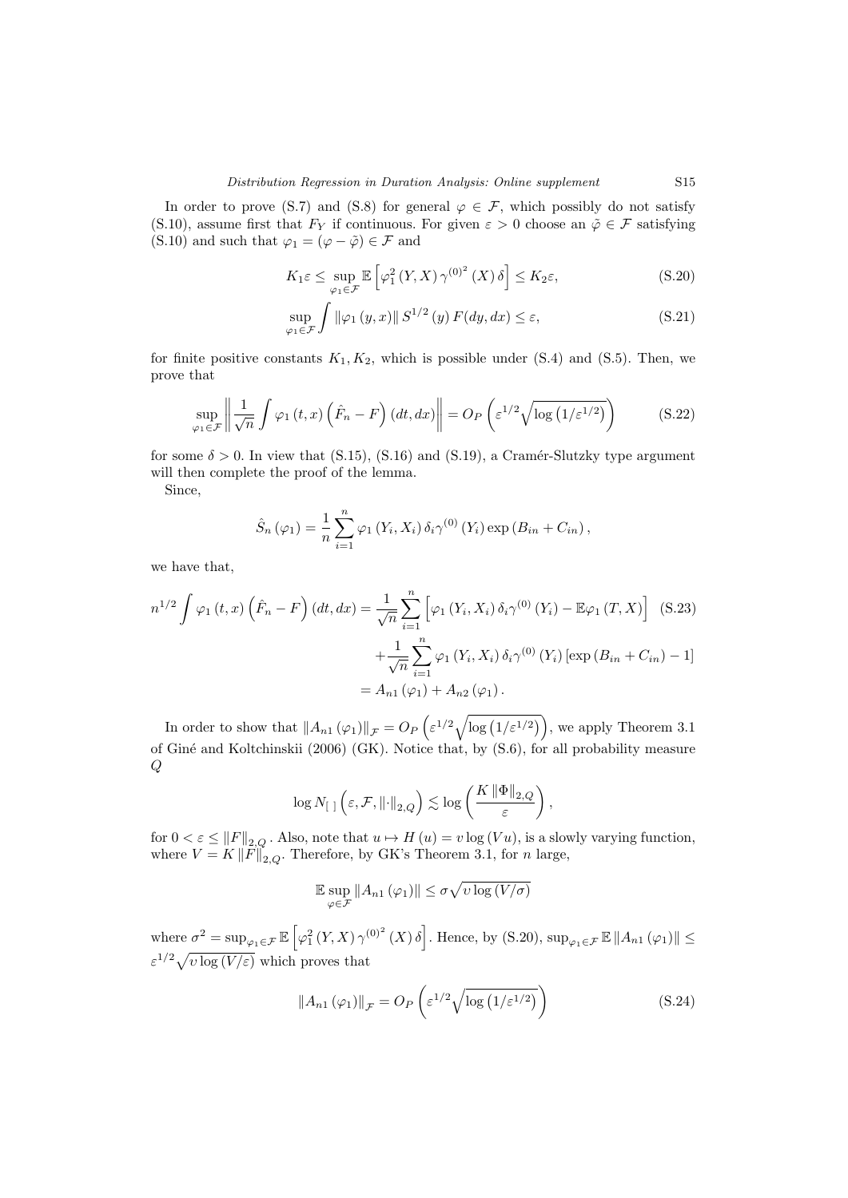In order to prove (S.7) and (S.8) for general $\varphi \in \mathcal{F}$, which possibly do not satisfy (S.10), assume first that $F_Y$ if continuous. For given $\varepsilon > 0$ choose an $\tilde{\varphi} \in \mathcal{F}$ satisfying (S.10) and such that $\varphi_1 = (\varphi - \tilde{\varphi}) \in \mathcal{F}$ and

$$K_1 \varepsilon \leq \sup_{\varphi_1 \in \mathcal{F}} \mathbb{E}\left[\varphi_1^2 (Y, X) \gamma^{(0)^2} (X) \delta\right] \leq K_2 \varepsilon, \tag{S.20}$$

$$\sup_{\varphi_1 \in \mathcal{F}} \int \|\varphi_1 (y, x)\| S^{1/2} (y) F(dy, dx) \leq \varepsilon, \tag{S.21}$$

for finite positive constants $K_1, K_2$, which is possible under (S.4) and (S.5). Then, we prove that

$$\sup_{\varphi_1 \in \mathcal{F}} \left\| \frac{1}{\sqrt{n}} \int \varphi_1 (t, x) \left(\hat{F}_n - F\right)(dt, dx) \right\| = O_P\left(\varepsilon^{1/2} \sqrt{\log\left(1/\varepsilon^{1/2}\right)}\right) \tag{S.22}$$

for some $\delta > 0$. In view that (S.15), (S.16) and (S.19), a Cramér-Slutzky type argument will then complete the proof of the lemma.

Since,

$$\hat{S}_n (\varphi_1) = \frac{1}{n} \sum_{i=1}^{n} \varphi_1 (Y_i, X_i) \delta_i \gamma^{(0)} (Y_i) \exp (B_{in} + C_{in}),$$

we have that,

$$\begin{aligned} n^{1/2} \int \varphi_1 (t, x) \left(\hat{F}_n - F\right)(dt, dx) &= \frac{1}{\sqrt{n}} \sum_{i=1}^{n} \left[\varphi_1 (Y_i, X_i) \delta_i \gamma^{(0)} (Y_i) - \mathbb{E}\varphi_1 (T, X)\right] \quad \text{(S.23)} \\ &\quad + \frac{1}{\sqrt{n}} \sum_{i=1}^{n} \varphi_1 (Y_i, X_i) \delta_i \gamma^{(0)} (Y_i) \left[\exp (B_{in} + C_{in}) - 1\right] \\ &= A_{n1} (\varphi_1) + A_{n2} (\varphi_1). \end{aligned}$$

In order to show that $\|A_{n1} (\varphi_1)\|_{\mathcal{F}} = O_P\left(\varepsilon^{1/2} \sqrt{\log\left(1/\varepsilon^{1/2}\right)}\right)$, we apply Theorem 3.1 of Giné and Koltchinskii (2006) (GK). Notice that, by (S.6), for all probability measure $Q$

$$\log N_{[\,]}\left(\varepsilon, \mathcal{F}, \|\cdot\|_{2,Q}\right) \lesssim \log\left(\frac{K \|\Phi\|_{2,Q}}{\varepsilon}\right),$$

for $0 < \varepsilon \leq \|F\|_{2,Q}$. Also, note that $u \mapsto H(u) = v \log(Vu)$, is a slowly varying function, where $V = K \|F\|_{2,Q}$. Therefore, by GK's Theorem 3.1, for $n$ large,

$$\mathbb{E} \sup_{\varphi \in \mathcal{F}} \|A_{n1} (\varphi_1)\| \leq \sigma \sqrt{v \log (V/\sigma)}$$

where $\sigma^2 = \sup_{\varphi_1 \in \mathcal{F}} \mathbb{E}\left[\varphi_1^2 (Y, X) \gamma^{(0)^2} (X) \delta\right]$. Hence, by (S.20), $\sup_{\varphi_1 \in \mathcal{F}} \mathbb{E} \|A_{n1} (\varphi_1)\| \leq \varepsilon^{1/2} \sqrt{v \log (V/\varepsilon)}$ which proves that

$$\|A_{n1} (\varphi_1)\|_{\mathcal{F}} = O_P\left(\varepsilon^{1/2} \sqrt{\log\left(1/\varepsilon^{1/2}\right)}\right) \tag{S.24}$$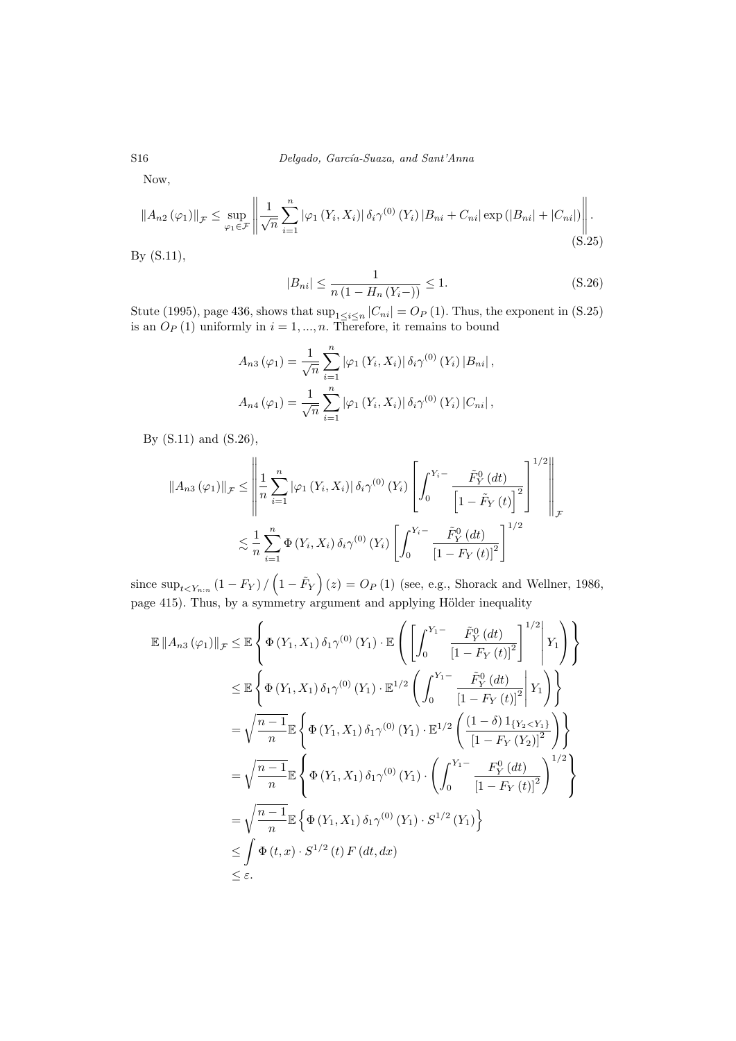Now,

$$
\|A_{n2}(\varphi_1)\|_{\mathcal{F}} \leq \sup_{\varphi_1 \in \mathcal{F}} \left\| \frac{1}{\sqrt{n}} \sum_{i=1}^{n} |\varphi_1(Y_i, X_i)| \, \delta_i \gamma^{(0)}(Y_i) \, |B_{ni} + C_{ni}| \exp(|B_{ni}| + |C_{ni}|) \right\|. \tag{S.25}
$$

By (S.11),

$$
|B_{ni}| \leq \frac{1}{n(1 - H_n(Y_i -))} \leq 1. \tag{S.26}
$$

Stute (1995), page 436, shows that $\sup_{1 \leq i \leq n} |C_{ni}| = O_P(1)$. Thus, the exponent in (S.25) is an $O_P(1)$ uniformly in $i = 1, ..., n$. Therefore, it remains to bound

$$
A_{n3}(\varphi_1) = \frac{1}{\sqrt{n}} \sum_{i=1}^{n} |\varphi_1(Y_i, X_i)| \, \delta_i \gamma^{(0)}(Y_i) \, |B_{ni}|,
$$

$$
A_{n4}(\varphi_1) = \frac{1}{\sqrt{n}} \sum_{i=1}^{n} |\varphi_1(Y_i, X_i)| \, \delta_i \gamma^{(0)}(Y_i) \, |C_{ni}|,
$$

By (S.11) and (S.26),

$$
\begin{aligned}
\|A_{n3}(\varphi_1)\|_{\mathcal{F}} &\leq \left\| \frac{1}{n} \sum_{i=1}^{n} |\varphi_1(Y_i, X_i)| \, \delta_i \gamma^{(0)}(Y_i) \left[ \int_0^{Y_i -} \frac{\tilde{F}_Y^0(dt)}{\left[1 - \tilde{F}_Y(t)\right]^2} \right]^{1/2} \right\|_{\mathcal{F}} \\
&\lesssim \frac{1}{n} \sum_{i=1}^{n} \Phi(Y_i, X_i) \, \delta_i \gamma^{(0)}(Y_i) \left[ \int_0^{Y_i -} \frac{\tilde{F}_Y^0(dt)}{\left[1 - F_Y(t)\right]^2} \right]^{1/2}
\end{aligned}
$$

since $\sup_{t < Y_{n:n}} (1 - F_Y) / \left(1 - \tilde{F}_Y\right)(z) = O_P(1)$ (see, e.g., Shorack and Wellner, 1986, page 415). Thus, by a symmetry argument and applying Hölder inequality

$$
\begin{aligned}
\mathbb{E} \|A_{n3}(\varphi_1)\|_{\mathcal{F}} &\leq \mathbb{E} \left\{ \Phi(Y_1, X_1) \, \delta_1 \gamma^{(0)}(Y_1) \cdot \mathbb{E} \left( \left[ \int_0^{Y_1 -} \frac{\tilde{F}_Y^0(dt)}{\left[1 - F_Y(t)\right]^2} \right]^{1/2} \middle| Y_1 \right) \right\} \\
&\leq \mathbb{E} \left\{ \Phi(Y_1, X_1) \, \delta_1 \gamma^{(0)}(Y_1) \cdot \mathbb{E}^{1/2} \left( \int_0^{Y_1 -} \frac{\tilde{F}_Y^0(dt)}{\left[1 - F_Y(t)\right]^2} \middle| Y_1 \right) \right\} \\
&= \sqrt{\frac{n-1}{n}} \mathbb{E} \left\{ \Phi(Y_1, X_1) \, \delta_1 \gamma^{(0)}(Y_1) \cdot \mathbb{E}^{1/2} \left( \frac{(1 - \delta) 1_{\{Y_2 < Y_1\}}}{\left[1 - F_Y(Y_2)\right]^2} \right) \right\} \\
&= \sqrt{\frac{n-1}{n}} \mathbb{E} \left\{ \Phi(Y_1, X_1) \, \delta_1 \gamma^{(0)}(Y_1) \cdot \left( \int_0^{Y_1 -} \frac{F_Y^0(dt)}{\left[1 - F_Y(t)\right]^2} \right)^{1/2} \right\} \\
&= \sqrt{\frac{n-1}{n}} \mathbb{E} \left\{ \Phi(Y_1, X_1) \, \delta_1 \gamma^{(0)}(Y_1) \cdot S^{1/2}(Y_1) \right\} \\
&\leq \int \Phi(t, x) \cdot S^{1/2}(t) \, F(dt, dx) \\
&\leq \varepsilon.
\end{aligned}
$$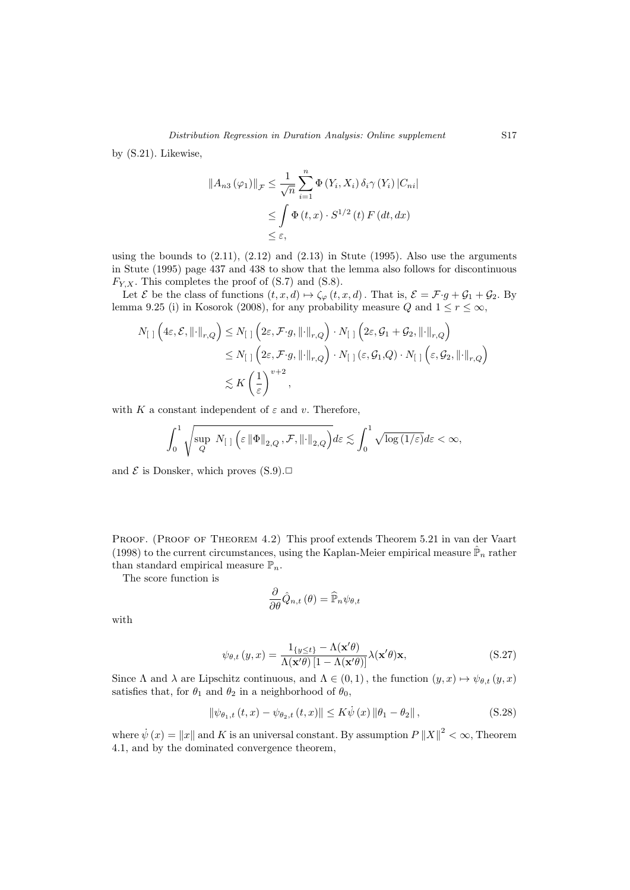by (S.21). Likewise,

$$
\begin{aligned}
\|A_{n3}(\varphi_1)\|_{\mathcal{F}} &\leq \frac{1}{\sqrt{n}} \sum_{i=1}^{n} \Phi(Y_i, X_i)\, \delta_i \gamma(Y_i) |C_{ni}| \\
&\leq \int \Phi(t, x) \cdot S^{1/2}(t)\, F(dt, dx) \\
&\leq \varepsilon,
\end{aligned}
$$

using the bounds to (2.11), (2.12) and (2.13) in Stute (1995). Also use the arguments in Stute (1995) page 437 and 438 to show that the lemma also follows for discontinuous $F_{Y,X}$. This completes the proof of (S.7) and (S.8).

Let $\mathcal{E}$ be the class of functions $(t, x, d) \mapsto \zeta_{\varphi}(t, x, d)$. That is, $\mathcal{E} = \mathcal{F} \cdot g + \mathcal{G}_1 + \mathcal{G}_2$. By lemma 9.25 (i) in Kosorok (2008), for any probability measure $Q$ and $1 \leq r \leq \infty$,

$$
\begin{aligned}
N_{[\,]}\left(4\varepsilon, \mathcal{E}, \|\cdot\|_{r,Q}\right) &\leq N_{[\,]}\left(2\varepsilon, \mathcal{F} \cdot g, \|\cdot\|_{r,Q}\right) \cdot N_{[\,]}\left(2\varepsilon, \mathcal{G}_1 + \mathcal{G}_2, \|\cdot\|_{r,Q}\right) \\
&\leq N_{[\,]}\left(2\varepsilon, \mathcal{F} \cdot g, \|\cdot\|_{r,Q}\right) \cdot N_{[\,]}\left(\varepsilon, \mathcal{G}_1, Q\right) \cdot N_{[\,]}\left(\varepsilon, \mathcal{G}_2, \|\cdot\|_{r,Q}\right) \\
&\lesssim K \left(\frac{1}{\varepsilon}\right)^{v+2},
\end{aligned}
$$

with $K$ a constant independent of $\varepsilon$ and $v$. Therefore,

$$
\int_0^1 \sqrt{\sup_Q N_{[\,]}\left(\varepsilon \|\Phi\|_{2,Q}, \mathcal{F}, \|\cdot\|_{2,Q}\right)} d\varepsilon \lesssim \int_0^1 \sqrt{\log(1/\varepsilon)} d\varepsilon < \infty,
$$

and $\mathcal{E}$ is Donsker, which proves (S.9).□

Proof. (Proof of Theorem 4.2) This proof extends Theorem 5.21 in van der Vaart (1998) to the current circumstances, using the Kaplan-Meier empirical measure $\hat{\mathbb{P}}_n$ rather than standard empirical measure $\mathbb{P}_n$.

The score function is

$$
\frac{\partial}{\partial \theta} \hat{Q}_{n,t}(\theta) = \widehat{\mathbb{P}}_n \psi_{\theta,t}
$$

with

$$
\psi_{\theta,t}(y, x) = \frac{1_{\{y \leq t\}} - \Lambda(\mathbf{x}'\theta)}{\Lambda(\mathbf{x}'\theta)\left[1 - \Lambda(\mathbf{x}'\theta)\right]} \lambda(\mathbf{x}'\theta)\mathbf{x}, \tag{S.27}
$$

Since $\Lambda$ and $\lambda$ are Lipschitz continuous, and $\Lambda \in (0, 1)$, the function $(y, x) \mapsto \psi_{\theta,t}(y, x)$ satisfies that, for $\theta_1$ and $\theta_2$ in a neighborhood of $\theta_0$,

$$
\|\psi_{\theta_1,t}(t, x) - \psi_{\theta_2,t}(t, x)\| \leq K \dot{\psi}(x) \|\theta_1 - \theta_2\|, \tag{S.28}
$$

where $\dot{\psi}(x) = \|x\|$ and $K$ is an universal constant. By assumption $P\|X\|^2 < \infty$, Theorem 4.1, and by the dominated convergence theorem,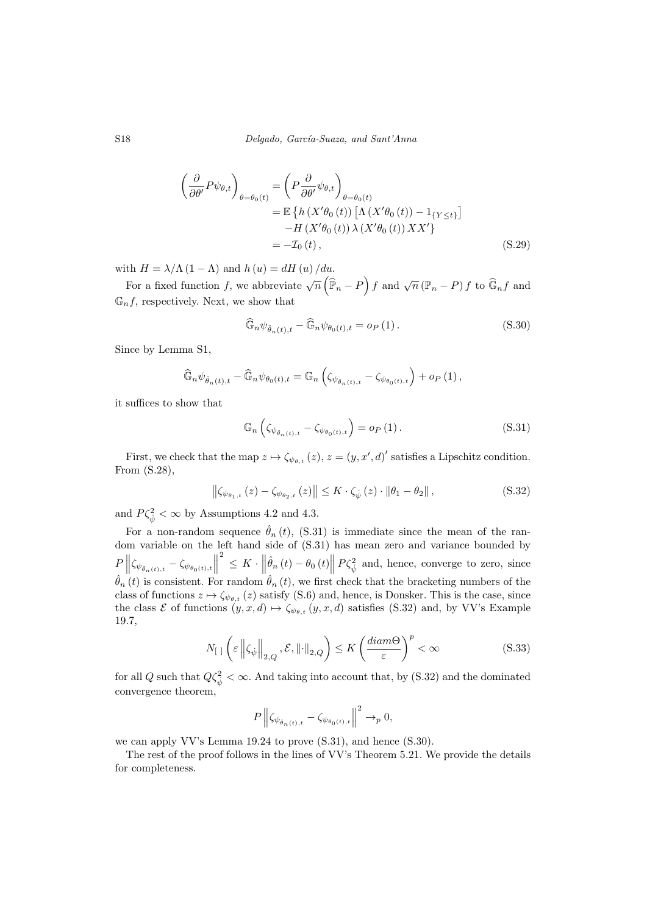$$
\begin{aligned}
\left(\frac{\partial}{\partial\theta'}P\psi_{\theta,t}\right)_{\theta=\theta_0(t)} &= \left(P\frac{\partial}{\partial\theta'}\psi_{\theta,t}\right)_{\theta=\theta_0(t)} \\
&= \mathbb{E}\left\{h\left(X'\theta_0\left(t\right)\right)\left[\Lambda\left(X'\theta_0\left(t\right)\right)-1_{\{Y\leq t\}}\right]\right. \\
&\quad \left.-H\left(X'\theta_0\left(t\right)\right)\lambda\left(X'\theta_0\left(t\right)\right)XX'\right\} \\
&= -\mathcal{I}_0\left(t\right),
\end{aligned} \tag{S.29}
$$

with $H = \lambda/\Lambda\left(1-\Lambda\right)$ and $h\left(u\right) = dH\left(u\right)/du$.

For a fixed function $f$, we abbreviate $\sqrt{n}\left(\widehat{\mathbb{P}}_n - P\right)f$ and $\sqrt{n}\left(\mathbb{P}_n - P\right)f$ to $\widehat{\mathbb{G}}_n f$ and $\mathbb{G}_n f$, respectively. Next, we show that

$$
\widehat{\mathbb{G}}_n\psi_{\hat{\theta}_n(t),t} - \widehat{\mathbb{G}}_n\psi_{\theta_0(t),t} = o_P\left(1\right). \tag{S.30}
$$

Since by Lemma S1,

$$
\widehat{\mathbb{G}}_n\psi_{\hat{\theta}_n(t),t} - \widehat{\mathbb{G}}_n\psi_{\theta_0(t),t} = \mathbb{G}_n\left(\zeta_{\psi_{\hat{\theta}_n(t),t}} - \zeta_{\psi_{\theta_0(t),t}}\right) + o_P\left(1\right),
$$

it suffices to show that

$$
\mathbb{G}_n\left(\zeta_{\psi_{\hat{\theta}_n(t),t}} - \zeta_{\psi_{\theta_0(t),t}}\right) = o_P\left(1\right). \tag{S.31}
$$

First, we check that the map $z \mapsto \zeta_{\psi_{\theta,t}}\left(z\right)$, $z = \left(y, x', d\right)'$ satisfies a Lipschitz condition. From (S.28),

$$
\left\|\zeta_{\psi_{\theta_1,t}}\left(z\right) - \zeta_{\psi_{\theta_2,t}}\left(z\right)\right\| \leq K \cdot \zeta_{\dot{\psi}}\left(z\right) \cdot \left\|\theta_1 - \theta_2\right\|, \tag{S.32}
$$

and $P\zeta_{\dot{\psi}}^2 < \infty$ by Assumptions 4.2 and 4.3.

For a non-random sequence $\hat{\theta}_n\left(t\right)$, (S.31) is immediate since the mean of the random variable on the left hand side of (S.31) has mean zero and variance bounded by $P\left\|\zeta_{\psi_{\hat{\theta}_n(t),t}} - \zeta_{\psi_{\theta_0(t),t}}\right\|^2 \leq K \cdot \left\|\hat{\theta}_n\left(t\right) - \theta_0\left(t\right)\right\| P\zeta_{\dot{\psi}}^2$ and, hence, converge to zero, since $\hat{\theta}_n\left(t\right)$ is consistent. For random $\hat{\theta}_n\left(t\right)$, we first check that the bracketing numbers of the class of functions $z \mapsto \zeta_{\psi_{\theta,t}}\left(z\right)$ satisfy (S.6) and, hence, is Donsker. This is the case, since the class $\mathcal{E}$ of functions $\left(y, x, d\right) \mapsto \zeta_{\psi_{\theta,t}}\left(y, x, d\right)$ satisfies (S.32) and, by VV's Example 19.7,

$$
N_{[\ ]}\left(\varepsilon\left\|\zeta_{\dot{\psi}}\right\|_{2,Q}, \mathcal{E}, \left\|\cdot\right\|_{2,Q}\right) \leq K\left(\frac{diam\Theta}{\varepsilon}\right)^p < \infty \tag{S.33}
$$

for all $Q$ such that $Q\zeta_{\dot{\psi}}^2 < \infty$. And taking into account that, by (S.32) and the dominated convergence theorem,

$$
P\left\|\zeta_{\psi_{\hat{\theta}_n(t),t}} - \zeta_{\psi_{\theta_0(t),t}}\right\|^2 \to_p 0,
$$

we can apply VV's Lemma 19.24 to prove (S.31), and hence (S.30).

The rest of the proof follows in the lines of VV's Theorem 5.21. We provide the details for completeness.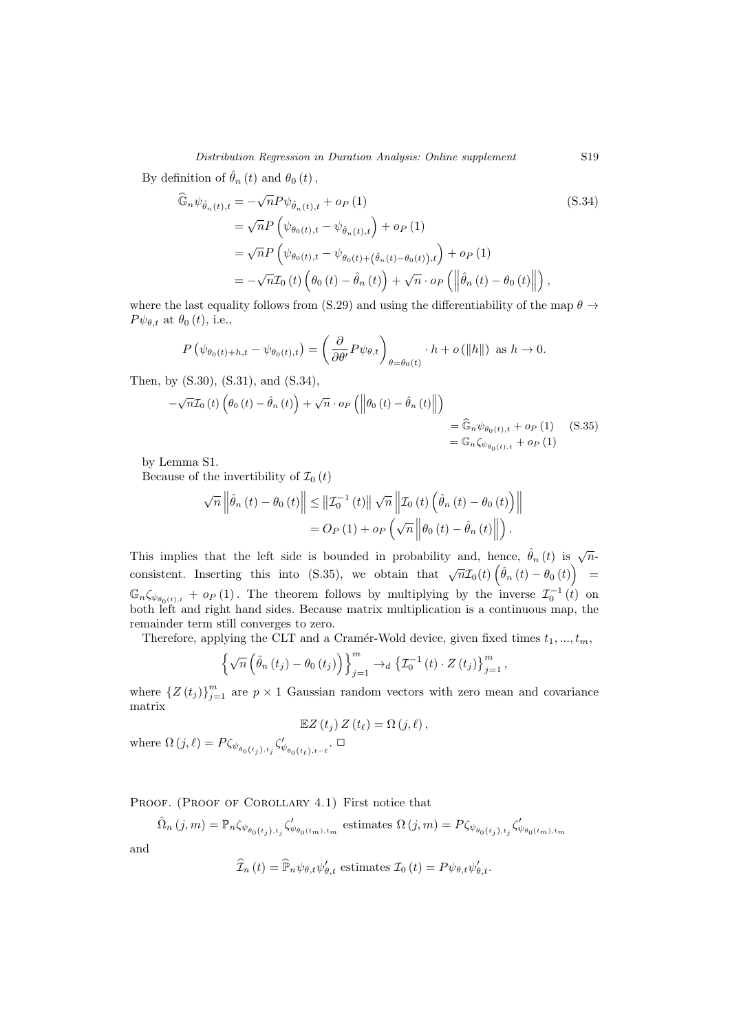By definition of $\hat{\theta}_n(t)$ and $\theta_0(t)$,

$$
\begin{aligned}
\widehat{\mathbb{G}}_n \psi_{\hat{\theta}_n(t),t} &= -\sqrt{n} P \psi_{\hat{\theta}_n(t),t} + o_P(1) \qquad \text{(S.34)} \\
&= \sqrt{n} P\left(\psi_{\theta_0(t),t} - \psi_{\hat{\theta}_n(t),t}\right) + o_P(1) \\
&= \sqrt{n} P\left(\psi_{\theta_0(t),t} - \psi_{\theta_0(t)+\left(\hat{\theta}_n(t)-\theta_0(t)\right),t}\right) + o_P(1) \\
&= -\sqrt{n}\mathcal{I}_0(t)\left(\theta_0(t) - \hat{\theta}_n(t)\right) + \sqrt{n} \cdot o_P\left(\left\|\hat{\theta}_n(t) - \theta_0(t)\right\|\right),
\end{aligned}
$$

where the last equality follows from (S.29) and using the differentiability of the map $\theta \to P\psi_{\theta,t}$ at $\theta_0(t)$, i.e.,

$$
P\left(\psi_{\theta_0(t)+h,t} - \psi_{\theta_0(t),t}\right) = \left(\frac{\partial}{\partial \theta'} P\psi_{\theta,t}\right)_{\theta=\theta_0(t)} \cdot h + o\left(\|h\|\right) \text{ as } h \to 0.
$$

Then, by (S.30), (S.31), and (S.34),

$$
\begin{aligned}
-\sqrt{n}\mathcal{I}_0(t)\left(\theta_0(t) - \hat{\theta}_n(t)\right) + \sqrt{n} \cdot o_P\left(\left\|\theta_0(t) - \hat{\theta}_n(t)\right\|\right) \\
= \widehat{\mathbb{G}}_n \psi_{\theta_0(t),t} + o_P(1) \qquad \text{(S.35)} \\
= \mathbb{G}_n \zeta_{\psi_{\theta_0(t),t}} + o_P(1)
\end{aligned}
$$

by Lemma S1.

Because of the invertibility of $\mathcal{I}_0(t)$

$$
\begin{aligned}
\sqrt{n}\left\|\hat{\theta}_n(t) - \theta_0(t)\right\| &\leq \left\|\mathcal{I}_0^{-1}(t)\right\| \sqrt{n}\left\|\mathcal{I}_0(t)\left(\hat{\theta}_n(t) - \theta_0(t)\right)\right\| \\
&= O_P(1) + o_P\left(\sqrt{n}\left\|\theta_0(t) - \hat{\theta}_n(t)\right\|\right).
\end{aligned}
$$

This implies that the left side is bounded in probability and, hence, $\hat{\theta}_n(t)$ is $\sqrt{n}$-consistent. Inserting this into (S.35), we obtain that $\sqrt{n}\mathcal{I}_0(t)\left(\hat{\theta}_n(t) - \theta_0(t)\right) = \mathbb{G}_n \zeta_{\psi_{\theta_0(t),t}} + o_P(1)$. The theorem follows by multiplying by the inverse $\mathcal{I}_0^{-1}(t)$ on both left and right hand sides. Because matrix multiplication is a continuous map, the remainder term still converges to zero.

Therefore, applying the CLT and a Cramér-Wold device, given fixed times $t_1, ..., t_m$,

$$
\left\{\sqrt{n}\left(\hat{\theta}_n(t_j) - \theta_0(t_j)\right)\right\}_{j=1}^m \to_d \left\{\mathcal{I}_0^{-1}(t) \cdot Z(t_j)\right\}_{j=1}^m,
$$

where $\{Z(t_j)\}_{j=1}^m$ are $p \times 1$ Gaussian random vectors with zero mean and covariance matrix

$$
\mathbb{E}Z(t_j) Z(t_\ell) = \Omega(j, \ell),
$$

where $\Omega(j,\ell) = P\zeta_{\psi_{\theta_0(t_j),t_j}} \zeta'_{\psi_{\theta_0(t_\ell),t-\ell}}$. $\square$

Proof. (Proof of Corollary 4.1) First notice that

$$
\hat{\Omega}_n(j,m) = \mathbb{P}_n \zeta_{\psi_{\theta_0(t_j),t_j}} \zeta'_{\psi_{\theta_0(t_m),t_m}} \text{ estimates } \Omega(j,m) = P\zeta_{\psi_{\theta_0(t_j),t_j}} \zeta'_{\psi_{\theta_0(t_m),t_m}}
$$

and

$$
\widehat{\mathcal{I}}_n(t) = \widehat{\mathbb{P}}_n \psi_{\theta,t}\psi'_{\theta,t} \text{ estimates } \mathcal{I}_0(t) = P\psi_{\theta,t}\psi'_{\theta,t}.
$$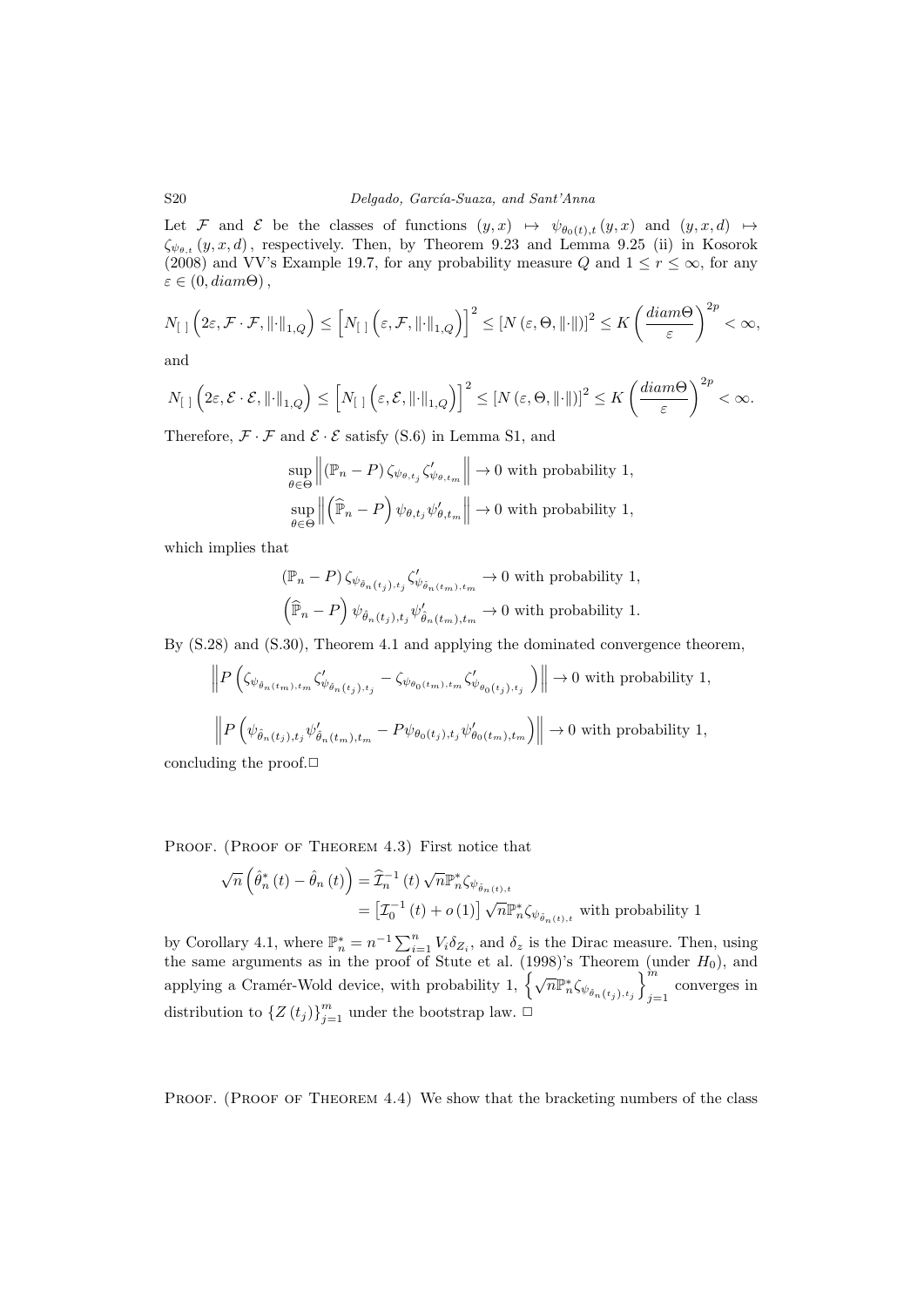Let $\mathcal{F}$ and $\mathcal{E}$ be the classes of functions $(y,x) \mapsto \psi_{\theta_0(t),t}(y,x)$ and $(y,x,d) \mapsto \zeta_{\psi_{\theta,t}}(y,x,d)$, respectively. Then, by Theorem 9.23 and Lemma 9.25 (ii) in Kosorok (2008) and VV's Example 19.7, for any probability measure $Q$ and $1 \leq r \leq \infty$, for any $\varepsilon \in (0, diam\Theta)$,

$$N_{[\,]}\left(2\varepsilon, \mathcal{F}\cdot\mathcal{F}, \|\cdot\|_{1,Q}\right) \leq \left[N_{[\,]}\left(\varepsilon, \mathcal{F}, \|\cdot\|_{1,Q}\right)\right]^2 \leq \left[N\left(\varepsilon, \Theta, \|\cdot\|\right)\right]^2 \leq K\left(\frac{diam\Theta}{\varepsilon}\right)^{2p} < \infty,$$

and

$$N_{[\,]}\left(2\varepsilon, \mathcal{E}\cdot\mathcal{E}, \|\cdot\|_{1,Q}\right) \leq \left[N_{[\,]}\left(\varepsilon, \mathcal{E}, \|\cdot\|_{1,Q}\right)\right]^2 \leq \left[N\left(\varepsilon, \Theta, \|\cdot\|\right)\right]^2 \leq K\left(\frac{diam\Theta}{\varepsilon}\right)^{2p} < \infty.$$

Therefore, $\mathcal{F}\cdot\mathcal{F}$ and $\mathcal{E}\cdot\mathcal{E}$ satisfy (S.6) in Lemma S1, and

$$\sup_{\theta\in\Theta}\left\|\left(\mathbb{P}_n - P\right)\zeta_{\psi_{\theta,t_j}}\zeta'_{\psi_{\theta,t_m}}\right\| \to 0 \text{ with probability 1,}$$
$$\sup_{\theta\in\Theta}\left\|\left(\widehat{\mathbb{P}}_n - P\right)\psi_{\theta,t_j}\psi'_{\theta,t_m}\right\| \to 0 \text{ with probability 1,}$$

which implies that

$$\left(\mathbb{P}_n - P\right)\zeta_{\psi_{\hat{\theta}_n(t_j),t_j}}\zeta'_{\psi_{\hat{\theta}_n(t_m),t_m}} \to 0 \text{ with probability 1,}$$
$$\left(\widehat{\mathbb{P}}_n - P\right)\psi_{\hat{\theta}_n(t_j),t_j}\psi'_{\hat{\theta}_n(t_m),t_m} \to 0 \text{ with probability 1.}$$

By (S.28) and (S.30), Theorem 4.1 and applying the dominated convergence theorem,

$$\left\|P\left(\zeta_{\psi_{\hat{\theta}_n(t_m),t_m}}\zeta'_{\psi_{\hat{\theta}_n(t_j),t_j}} - \zeta_{\psi_{\theta_0(t_m),t_m}}\zeta'_{\psi_{\theta_0(t_j),t_j}}\right)\right\| \to 0 \text{ with probability 1,}$$

$$\left\|P\left(\psi_{\hat{\theta}_n(t_j),t_j}\psi'_{\hat{\theta}_n(t_m),t_m} - P\psi_{\theta_0(t_j),t_j}\psi'_{\theta_0(t_m),t_m}\right)\right\| \to 0 \text{ with probability 1,}$$

concluding the proof.□

Proof. (Proof of Theorem 4.3) First notice that

$$\begin{aligned}\sqrt{n}\left(\hat{\theta}^*_n(t) - \hat{\theta}_n(t)\right) &= \widehat{\mathcal{I}}_n^{-1}(t)\sqrt{n}\mathbb{P}^*_n\zeta_{\psi_{\hat{\theta}_n(t),t}} \\ &= \left[\mathcal{I}_0^{-1}(t) + o(1)\right]\sqrt{n}\mathbb{P}^*_n\zeta_{\psi_{\hat{\theta}_n(t),t}} \text{ with probability 1}\end{aligned}$$

by Corollary 4.1, where $\mathbb{P}^*_n = n^{-1}\sum_{i=1}^n V_i\delta_{Z_i}$, and $\delta_z$ is the Dirac measure. Then, using the same arguments as in the proof of Stute et al. (1998)'s Theorem (under $H_0$), and applying a Cramér-Wold device, with probability 1, $\left\{\sqrt{n}\mathbb{P}^*_n\zeta_{\psi_{\hat{\theta}_n(t_j),t_j}}\right\}_{j=1}^m$ converges in distribution to $\{Z(t_j)\}_{j=1}^m$ under the bootstrap law. □

Proof. (Proof of Theorem 4.4) We show that the bracketing numbers of the class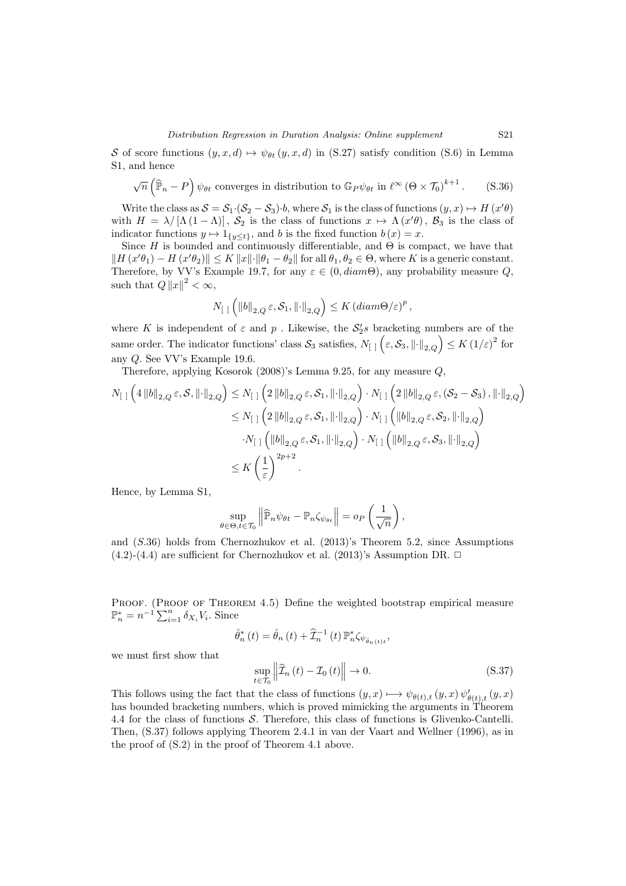$\mathcal{S}$ of score functions $(y,x,d) \mapsto \psi_{\theta t}(y,x,d)$ in (S.27) satisfy condition (S.6) in Lemma S1, and hence

$$\sqrt{n}\left(\widehat{\mathbb{P}}_n - P\right)\psi_{\theta t} \text{ converges in distribution to } \mathbb{G}_P \psi_{\theta t} \text{ in } \ell^\infty (\Theta \times \mathcal{T}_0)^{k+1}. \tag{S.36}$$

Write the class as $\mathcal{S} = \mathcal{S}_1 \cdot (\mathcal{S}_2 - \mathcal{S}_3) \cdot b$, where $\mathcal{S}_1$ is the class of functions $(y,x) \mapsto H(x'\theta)$ with $H = \lambda / [\Lambda(1-\Lambda)]$, $\mathcal{S}_2$ is the class of functions $x \mapsto \Lambda(x'\theta)$, $\mathcal{B}_3$ is the class of indicator functions $y \mapsto 1_{\{y \leq t\}}$, and $b$ is the fixed function $b(x) = x$.

Since $H$ is bounded and continuously differentiable, and $\Theta$ is compact, we have that $\|H(x'\theta_1) - H(x'\theta_2)\| \leq K\|x\| \cdot \|\theta_1 - \theta_2\|$ for all $\theta_1, \theta_2 \in \Theta$, where $K$ is a generic constant. Therefore, by VV's Example 19.7, for any $\varepsilon \in (0, diam\Theta)$, any probability measure $Q$, such that $Q\|x\|^2 < \infty$,

$$N_{[\,]}\left(\|b\|_{2,Q}\,\varepsilon, \mathcal{S}_1, \|\cdot\|_{2,Q}\right) \leq K\left(diam\Theta/\varepsilon\right)^p,$$

where $K$ is independent of $\varepsilon$ and $p$ . Likewise, the $\mathcal{S}_2's$ bracketing numbers are of the same order. The indicator functions' class $\mathcal{S}_3$ satisfies, $N_{[\,]}\left(\varepsilon, \mathcal{S}_3, \|\cdot\|_{2,Q}\right) \leq K(1/\varepsilon)^2$ for any $Q$. See VV's Example 19.6.

Therefore, applying Kosorok (2008)'s Lemma 9.25, for any measure $Q$,

$$\begin{aligned}
N_{[\,]}\left(4\|b\|_{2,Q}\,\varepsilon, \mathcal{S}, \|\cdot\|_{2,Q}\right) &\leq N_{[\,]}\left(2\|b\|_{2,Q}\,\varepsilon, \mathcal{S}_1, \|\cdot\|_{2,Q}\right) \cdot N_{[\,]}\left(2\|b\|_{2,Q}\,\varepsilon, (\mathcal{S}_2 - \mathcal{S}_3), \|\cdot\|_{2,Q}\right) \\
&\leq N_{[\,]}\left(2\|b\|_{2,Q}\,\varepsilon, \mathcal{S}_1, \|\cdot\|_{2,Q}\right) \cdot N_{[\,]}\left(\|b\|_{2,Q}\,\varepsilon, \mathcal{S}_2, \|\cdot\|_{2,Q}\right) \\
&\quad \cdot N_{[\,]}\left(\|b\|_{2,Q}\,\varepsilon, \mathcal{S}_1, \|\cdot\|_{2,Q}\right) \cdot N_{[\,]}\left(\|b\|_{2,Q}\,\varepsilon, \mathcal{S}_3, \|\cdot\|_{2,Q}\right) \\
&\leq K\left(\frac{1}{\varepsilon}\right)^{2p+2}.
\end{aligned}$$

Hence, by Lemma S1,

$$\sup_{\theta \in \Theta, t \in \mathcal{T}_0} \left\|\widehat{\mathbb{P}}_n \psi_{\theta t} - \mathbb{P}_n \zeta_{\psi_{\theta t}}\right\| = o_P\left(\frac{1}{\sqrt{n}}\right),$$

and $(S.36)$ holds from Chernozhukov et al. (2013)'s Theorem 5.2, since Assumptions (4.2)-(4.4) are sufficient for Chernozhukov et al. (2013)'s Assumption DR. $\square$

Proof. (Proof of Theorem 4.5) Define the weighted bootstrap empirical measure $\mathbb{P}_n^* = n^{-1}\sum_{i=1}^n \delta_{X_i} V_i$. Since

$$\hat{\theta}_n^*(t) = \hat{\theta}_n(t) + \widehat{\mathcal{I}}_n^{-1}(t)\,\mathbb{P}_n^* \zeta_{\psi_{\hat{\theta}_n(t)t}},$$

we must first show that

$$\sup_{t \in \mathcal{T}_0}\left\|\widehat{\mathcal{I}}_n(t) - \mathcal{I}_0(t)\right\| \to 0. \tag{S.37}$$

This follows using the fact that the class of functions $(y,x) \longmapsto \psi_{\theta(t),t}(y,x)\,\psi'_{\theta(t),t}(y,x)$ has bounded bracketing numbers, which is proved mimicking the arguments in Theorem 4.4 for the class of functions $\mathcal{S}$. Therefore, this class of functions is Glivenko-Cantelli. Then, (S.37) follows applying Theorem 2.4.1 in van der Vaart and Wellner (1996), as in the proof of (S.2) in the proof of Theorem 4.1 above.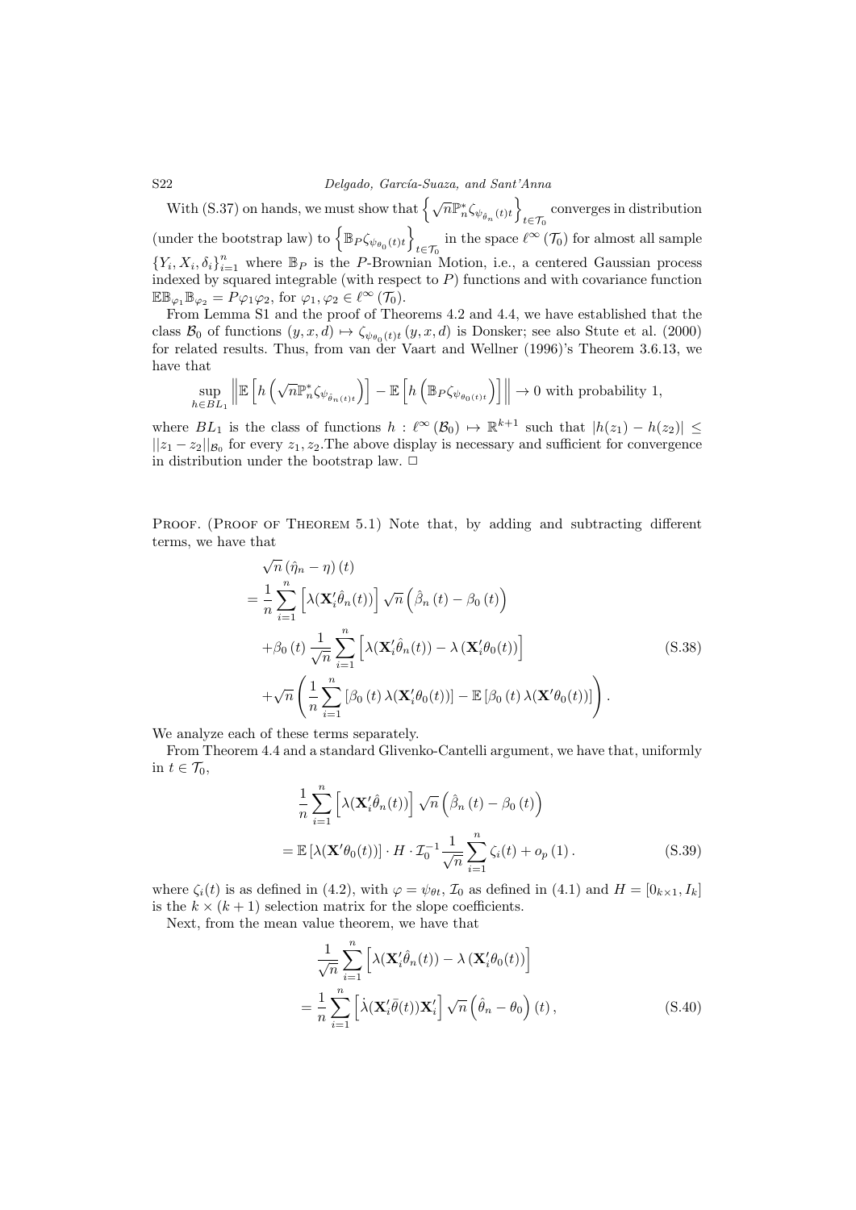With (S.37) on hands, we must show that $\left\{\sqrt{n}\mathbb{P}_n^* \zeta_{\psi_{\hat{\theta}_n}(t)t}\right\}_{t\in\mathcal{T}_0}$ converges in distribution (under the bootstrap law) to $\left\{\mathbb{B}_P \zeta_{\psi_{\theta_0}(t)t}\right\}_{t\in\mathcal{T}_0}$ in the space $\ell^\infty(\mathcal{T}_0)$ for almost all sample $\{Y_i, X_i, \delta_i\}_{i=1}^n$ where $\mathbb{B}_P$ is the $P$-Brownian Motion, i.e., a centered Gaussian process indexed by squared integrable (with respect to $P$) functions and with covariance function $\mathbb{E}\mathbb{B}_{\varphi_1}\mathbb{B}_{\varphi_2} = P\varphi_1\varphi_2$, for $\varphi_1, \varphi_2 \in \ell^\infty(\mathcal{T}_0)$.

From Lemma S1 and the proof of Theorems 4.2 and 4.4, we have established that the class $\mathcal{B}_0$ of functions $(y, x, d) \mapsto \zeta_{\psi_{\theta_0}(t)t}(y, x, d)$ is Donsker; see also Stute et al. (2000) for related results. Thus, from van der Vaart and Wellner (1996)'s Theorem 3.6.13, we have that

$$
\sup_{h\in BL_1}\left\|\mathbb{E}\left[h\left(\sqrt{n}\mathbb{P}_n^*\zeta_{\psi_{\hat{\theta}_n(t)t}}\right)\right] - \mathbb{E}\left[h\left(\mathbb{B}_P\zeta_{\psi_{\theta_0(t)t}}\right)\right]\right\| \to 0 \text{ with probability 1,}
$$

where $BL_1$ is the class of functions $h : \ell^\infty(\mathcal{B}_0) \mapsto \mathbb{R}^{k+1}$ such that $|h(z_1) - h(z_2)| \leq ||z_1 - z_2||_{\mathcal{B}_0}$ for every $z_1, z_2$.The above display is necessary and sufficient for convergence in distribution under the bootstrap law. □

Proof. (Proof of Theorem 5.1) Note that, by adding and subtracting different terms, we have that

$$
\begin{aligned}
&\sqrt{n}\left(\hat{\eta}_n - \eta\right)(t) \\
&= \frac{1}{n}\sum_{i=1}^n \left[\lambda(\mathbf{X}_i'\hat{\theta}_n(t))\right]\sqrt{n}\left(\hat{\beta}_n(t) - \beta_0(t)\right) \\
&\quad + \beta_0(t)\frac{1}{\sqrt{n}}\sum_{i=1}^n\left[\lambda(\mathbf{X}_i'\hat{\theta}_n(t)) - \lambda(\mathbf{X}_i'\theta_0(t))\right] \qquad \text{(S.38)} \\
&\quad + \sqrt{n}\left(\frac{1}{n}\sum_{i=1}^n\left[\beta_0(t)\lambda(\mathbf{X}_i'\theta_0(t))\right] - \mathbb{E}\left[\beta_0(t)\lambda(\mathbf{X}'\theta_0(t))\right]\right).
\end{aligned}
$$

We analyze each of these terms separately.

From Theorem 4.4 and a standard Glivenko-Cantelli argument, we have that, uniformly in $t \in \mathcal{T}_0$,

$$
\begin{aligned}
&\frac{1}{n}\sum_{i=1}^n\left[\lambda(\mathbf{X}_i'\hat{\theta}_n(t))\right]\sqrt{n}\left(\hat{\beta}_n(t) - \beta_0(t)\right) \\
&= \mathbb{E}\left[\lambda(\mathbf{X}'\theta_0(t))\right]\cdot H\cdot\mathcal{I}_0^{-1}\frac{1}{\sqrt{n}}\sum_{i=1}^n\zeta_i(t) + o_p(1). \qquad \text{(S.39)}
\end{aligned}
$$

where $\zeta_i(t)$ is as defined in (4.2), with $\varphi = \psi_{\theta t}$, $\mathcal{I}_0$ as defined in (4.1) and $H = [0_{k\times 1}, I_k]$ is the $k \times (k+1)$ selection matrix for the slope coefficients.

Next, from the mean value theorem, we have that

$$
\begin{aligned}
&\frac{1}{\sqrt{n}}\sum_{i=1}^n\left[\lambda(\mathbf{X}_i'\hat{\theta}_n(t)) - \lambda(\mathbf{X}_i'\theta_0(t))\right] \\
&= \frac{1}{n}\sum_{i=1}^n\left[\dot{\lambda}(\mathbf{X}_i'\bar{\theta}(t))\mathbf{X}_i'\right]\sqrt{n}\left(\hat{\theta}_n - \theta_0\right)(t), \qquad \text{(S.40)}
\end{aligned}
$$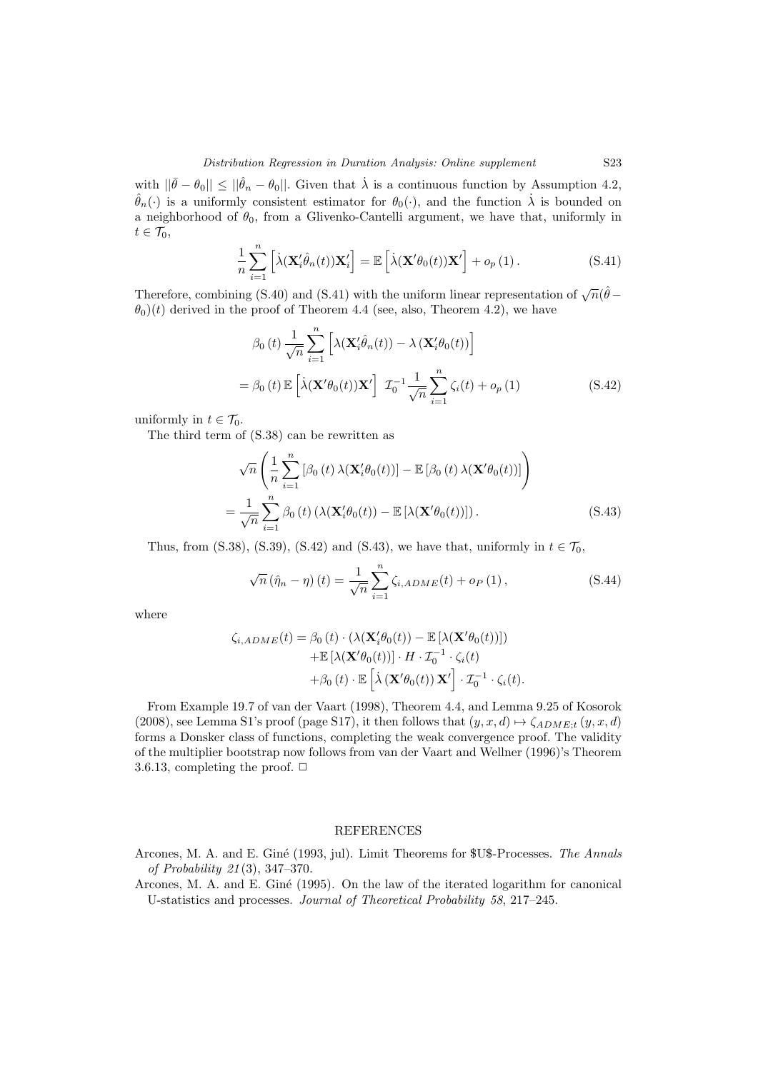with $||\bar{\theta} - \theta_0|| \leq ||\hat{\theta}_n - \theta_0||$. Given that $\dot{\lambda}$ is a continuous function by Assumption 4.2, $\hat{\theta}_n(\cdot)$ is a uniformly consistent estimator for $\theta_0(\cdot)$, and the function $\dot{\lambda}$ is bounded on a neighborhood of $\theta_0$, from a Glivenko-Cantelli argument, we have that, uniformly in $t \in \mathcal{T}_0$,

$$\frac{1}{n}\sum_{i=1}^{n}\left[\dot{\lambda}(\mathbf{X}_i'\hat{\theta}_n(t))\mathbf{X}_i'\right] = \mathbb{E}\left[\dot{\lambda}(\mathbf{X}'\theta_0(t))\mathbf{X}'\right] + o_p\left(1\right). \tag{S.41}$$

Therefore, combining (S.40) and (S.41) with the uniform linear representation of $\sqrt{n}(\hat{\theta} - \theta_0)(t)$ derived in the proof of Theorem 4.4 (see, also, Theorem 4.2), we have

$$\begin{aligned}
&\beta_0\left(t\right)\frac{1}{\sqrt{n}}\sum_{i=1}^{n}\left[\lambda(\mathbf{X}_i'\hat{\theta}_n(t)) - \lambda\left(\mathbf{X}_i'\theta_0(t)\right)\right] \\
&= \beta_0\left(t\right)\mathbb{E}\left[\dot{\lambda}(\mathbf{X}'\theta_0(t))\mathbf{X}'\right]\ \mathcal{I}_0^{-1}\frac{1}{\sqrt{n}}\sum_{i=1}^{n}\zeta_i(t) + o_p\left(1\right)
\end{aligned} \tag{S.42}$$

uniformly in $t \in \mathcal{T}_0$.

The third term of (S.38) can be rewritten as

$$\begin{aligned}
&\sqrt{n}\left(\frac{1}{n}\sum_{i=1}^{n}\left[\beta_0\left(t\right)\lambda(\mathbf{X}_i'\theta_0(t))\right] - \mathbb{E}\left[\beta_0\left(t\right)\lambda(\mathbf{X}'\theta_0(t))\right]\right) \\
&= \frac{1}{\sqrt{n}}\sum_{i=1}^{n}\beta_0\left(t\right)\left(\lambda(\mathbf{X}_i'\theta_0(t)) - \mathbb{E}\left[\lambda(\mathbf{X}'\theta_0(t))\right]\right).
\end{aligned} \tag{S.43}$$

Thus, from (S.38), (S.39), (S.42) and (S.43), we have that, uniformly in $t \in \mathcal{T}_0$,

$$\sqrt{n}\left(\hat{\eta}_n - \eta\right)(t) = \frac{1}{\sqrt{n}}\sum_{i=1}^{n}\zeta_{i,ADME}(t) + o_P\left(1\right), \tag{S.44}$$

where

$$\begin{aligned}
\zeta_{i,ADME}(t) = {}& \beta_0\left(t\right)\cdot\left(\lambda(\mathbf{X}_i'\theta_0(t)) - \mathbb{E}\left[\lambda(\mathbf{X}'\theta_0(t))\right]\right) \\
&+\mathbb{E}\left[\lambda(\mathbf{X}'\theta_0(t))\right]\cdot H\cdot\mathcal{I}_0^{-1}\cdot\zeta_i(t) \\
&+\beta_0\left(t\right)\cdot\mathbb{E}\left[\dot{\lambda}\left(\mathbf{X}'\theta_0(t)\right)\mathbf{X}'\right]\cdot\mathcal{I}_0^{-1}\cdot\zeta_i(t).
\end{aligned}$$

From Example 19.7 of van der Vaart (1998), Theorem 4.4, and Lemma 9.25 of Kosorok (2008), see Lemma S1's proof (page S17), it then follows that $(y, x, d) \mapsto \zeta_{ADME;t}\left(y, x, d\right)$ forms a Donsker class of functions, completing the weak convergence proof. The validity of the multiplier bootstrap now follows from van der Vaart and Wellner (1996)'s Theorem 3.6.13, completing the proof. $\square$

## REFERENCES

Arcones, M. A. and E. Giné (1993, jul). Limit Theorems for $U$-Processes. *The Annals of Probability 21*(3), 347–370.

Arcones, M. A. and E. Giné (1995). On the law of the iterated logarithm for canonical U-statistics and processes. *Journal of Theoretical Probability 58*, 217–245.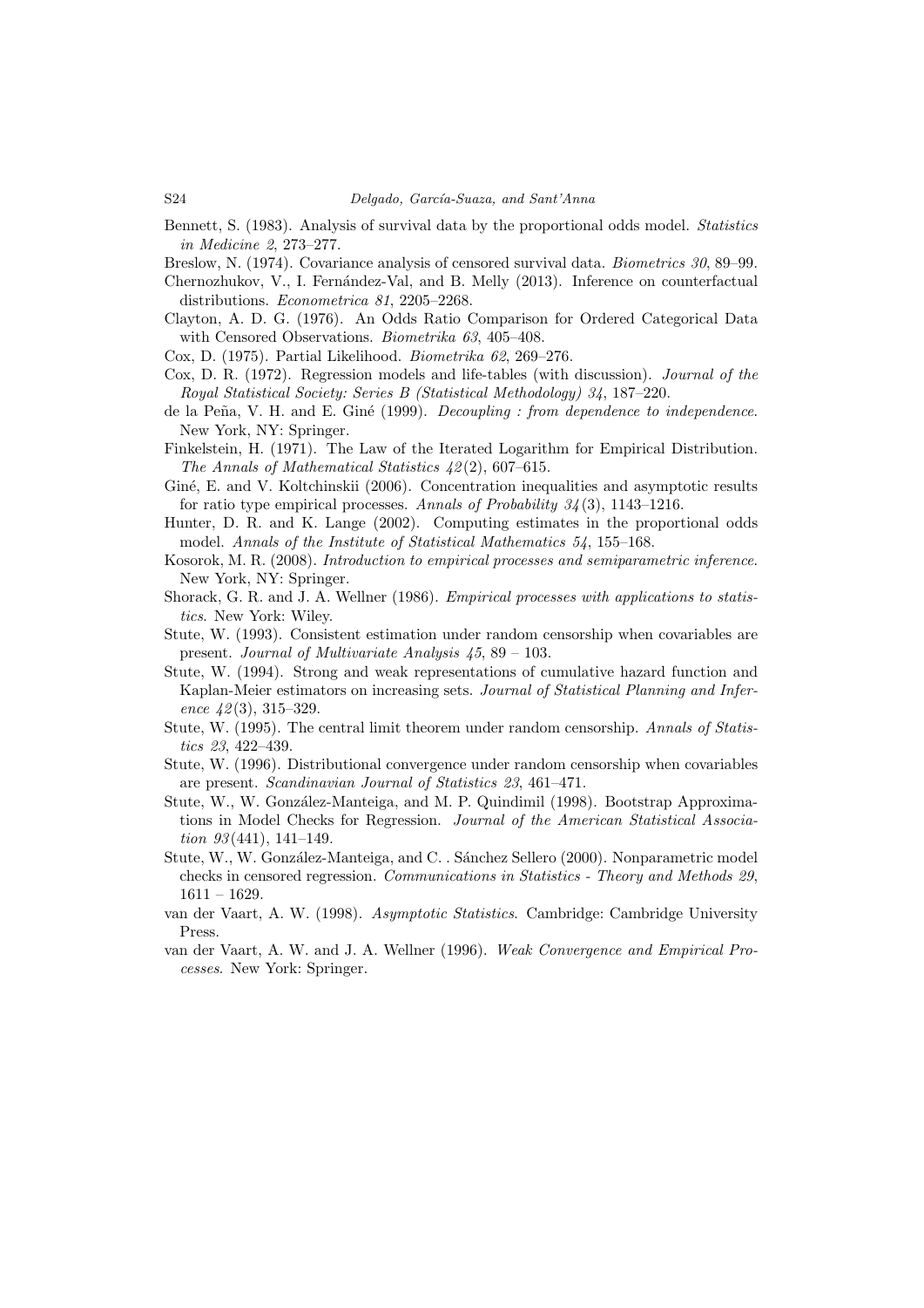Bennett, S. (1983). Analysis of survival data by the proportional odds model. *Statistics in Medicine 2*, 273–277.

Breslow, N. (1974). Covariance analysis of censored survival data. *Biometrics 30*, 89–99.

Chernozhukov, V., I. Fernández-Val, and B. Melly (2013). Inference on counterfactual distributions. *Econometrica 81*, 2205–2268.

Clayton, A. D. G. (1976). An Odds Ratio Comparison for Ordered Categorical Data with Censored Observations. *Biometrika 63*, 405–408.

Cox, D. (1975). Partial Likelihood. *Biometrika 62*, 269–276.

Cox, D. R. (1972). Regression models and life-tables (with discussion). *Journal of the Royal Statistical Society: Series B (Statistical Methodology) 34*, 187–220.

de la Peña, V. H. and E. Giné (1999). *Decoupling : from dependence to independence*. New York, NY: Springer.

Finkelstein, H. (1971). The Law of the Iterated Logarithm for Empirical Distribution. *The Annals of Mathematical Statistics 42*(2), 607–615.

Giné, E. and V. Koltchinskii (2006). Concentration inequalities and asymptotic results for ratio type empirical processes. *Annals of Probability 34*(3), 1143–1216.

Hunter, D. R. and K. Lange (2002). Computing estimates in the proportional odds model. *Annals of the Institute of Statistical Mathematics 54*, 155–168.

Kosorok, M. R. (2008). *Introduction to empirical processes and semiparametric inference*. New York, NY: Springer.

Shorack, G. R. and J. A. Wellner (1986). *Empirical processes with applications to statistics*. New York: Wiley.

Stute, W. (1993). Consistent estimation under random censorship when covariables are present. *Journal of Multivariate Analysis 45*, 89 – 103.

Stute, W. (1994). Strong and weak representations of cumulative hazard function and Kaplan-Meier estimators on increasing sets. *Journal of Statistical Planning and Inference 42*(3), 315–329.

Stute, W. (1995). The central limit theorem under random censorship. *Annals of Statistics 23*, 422–439.

Stute, W. (1996). Distributional convergence under random censorship when covariables are present. *Scandinavian Journal of Statistics 23*, 461–471.

Stute, W., W. González-Manteiga, and M. P. Quindimil (1998). Bootstrap Approximations in Model Checks for Regression. *Journal of the American Statistical Association 93*(441), 141–149.

Stute, W., W. González-Manteiga, and C. . Sánchez Sellero (2000). Nonparametric model checks in censored regression. *Communications in Statistics - Theory and Methods 29*, 1611 – 1629.

van der Vaart, A. W. (1998). *Asymptotic Statistics*. Cambridge: Cambridge University Press.

van der Vaart, A. W. and J. A. Wellner (1996). *Weak Convergence and Empirical Processes*. New York: Springer.